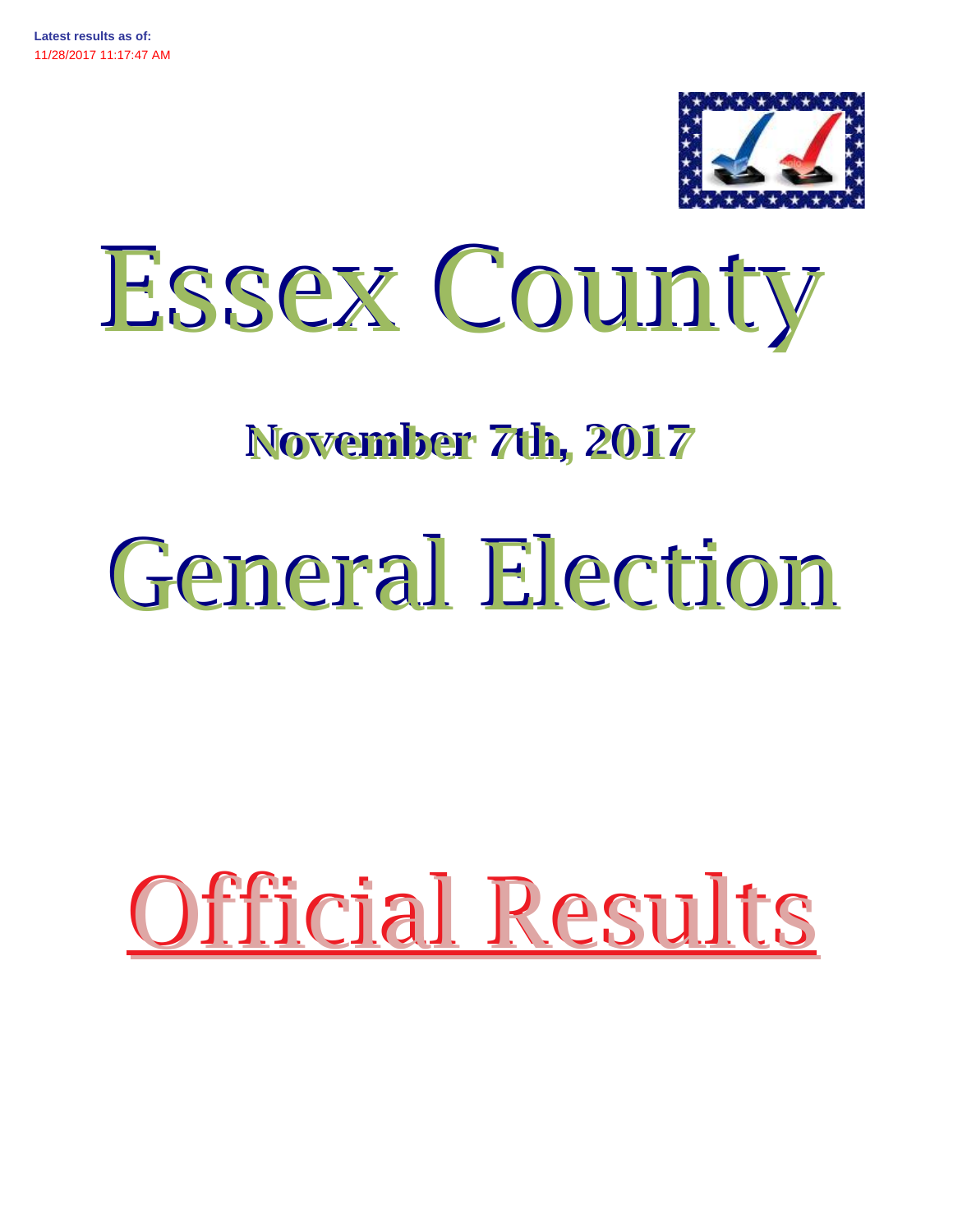**Latest results as of:**
11/28/2017 11:17:47 AM

# Essex County

## November 7th, 2017

# General Election

# Official Results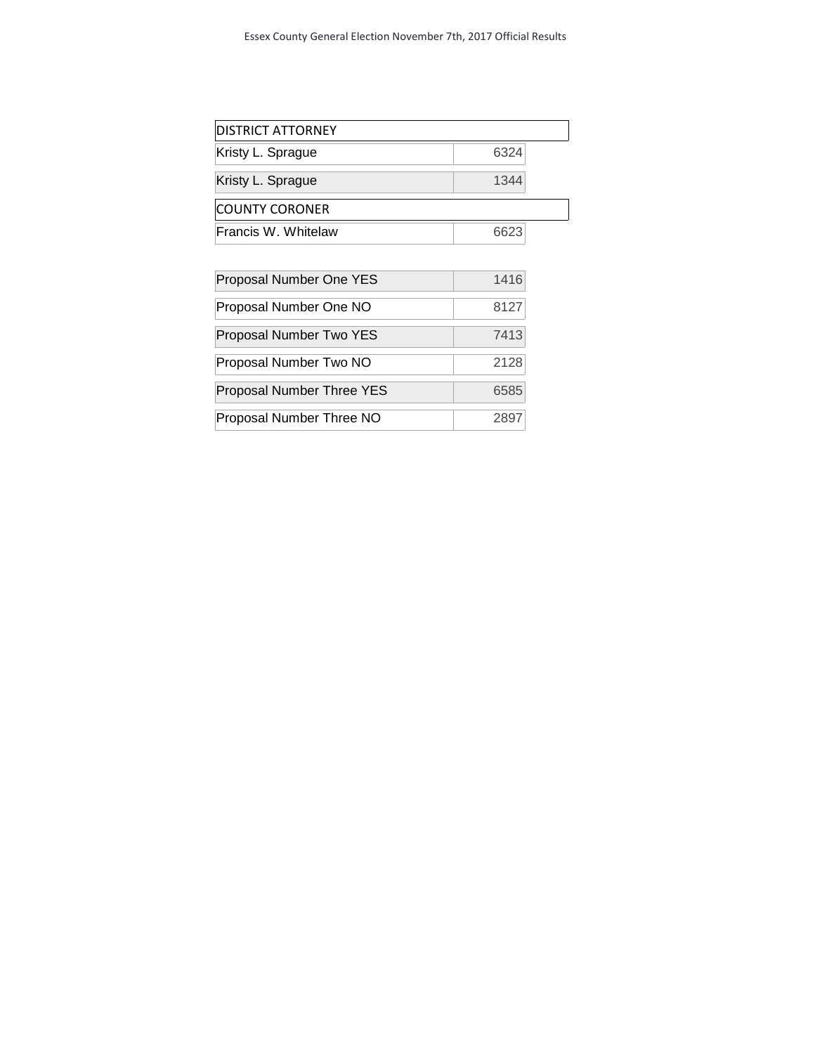| DISTRICT ATTORNEY | |
|---|---|
| Kristy L. Sprague | 6324 |
| Kristy L. Sprague | 1344 |

| COUNTY CORONER | |
|---|---|
| Francis W. Whitelaw | 6623 |

| | |
|---|---|
| Proposal Number One YES | 1416 |
| Proposal Number One NO | 8127 |
| Proposal Number Two YES | 7413 |
| Proposal Number Two NO | 2128 |
| Proposal Number Three YES | 6585 |
| Proposal Number Three NO | 2897 |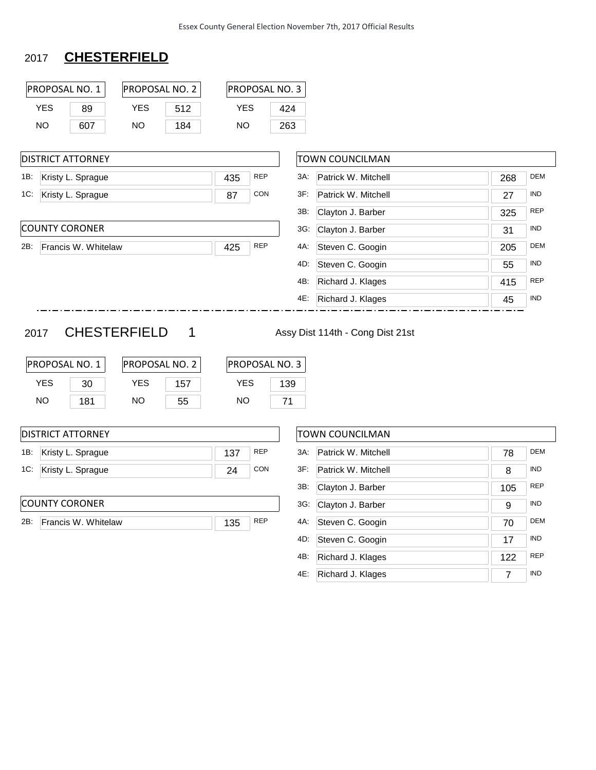## 2017 **CHESTERFIELD**

| PROPOSAL NO. 1 | |
|---|---|
| YES | 89 |
| NO | 607 |

| PROPOSAL NO. 2 | |
|---|---|
| YES | 512 |
| NO | 184 |

| PROPOSAL NO. 3 | |
|---|---|
| YES | 424 |
| NO | 263 |

**DISTRICT ATTORNEY**

| | | | |
|---|---|---|---|
| 1B: | Kristy L. Sprague | 435 | REP |
| 1C: | Kristy L. Sprague | 87 | CON |

**COUNTY CORONER**

| | | | |
|---|---|---|---|
| 2B: | Francis W. Whitelaw | 425 | REP |

**TOWN COUNCILMAN**

| | | | |
|---|---|---|---|
| 3A: | Patrick W. Mitchell | 268 | DEM |
| 3F: | Patrick W. Mitchell | 27 | IND |
| 3B: | Clayton J. Barber | 325 | REP |
| 3G: | Clayton J. Barber | 31 | IND |
| 4A: | Steven C. Googin | 205 | DEM |
| 4D: | Steven C. Googin | 55 | IND |
| 4B: | Richard J. Klages | 415 | REP |
| 4E: | Richard J. Klages | 45 | IND |

---

## 2017 CHESTERFIELD 1

Assy Dist 114th - Cong Dist 21st

| PROPOSAL NO. 1 | |
|---|---|
| YES | 30 |
| NO | 181 |

| PROPOSAL NO. 2 | |
|---|---|
| YES | 157 |
| NO | 55 |

| PROPOSAL NO. 3 | |
|---|---|
| YES | 139 |
| NO | 71 |

**DISTRICT ATTORNEY**

| | | | |
|---|---|---|---|
| 1B: | Kristy L. Sprague | 137 | REP |
| 1C: | Kristy L. Sprague | 24 | CON |

**COUNTY CORONER**

| | | | |
|---|---|---|---|
| 2B: | Francis W. Whitelaw | 135 | REP |

**TOWN COUNCILMAN**

| | | | |
|---|---|---|---|
| 3A: | Patrick W. Mitchell | 78 | DEM |
| 3F: | Patrick W. Mitchell | 8 | IND |
| 3B: | Clayton J. Barber | 105 | REP |
| 3G: | Clayton J. Barber | 9 | IND |
| 4A: | Steven C. Googin | 70 | DEM |
| 4D: | Steven C. Googin | 17 | IND |
| 4B: | Richard J. Klages | 122 | REP |
| 4E: | Richard J. Klages | 7 | IND |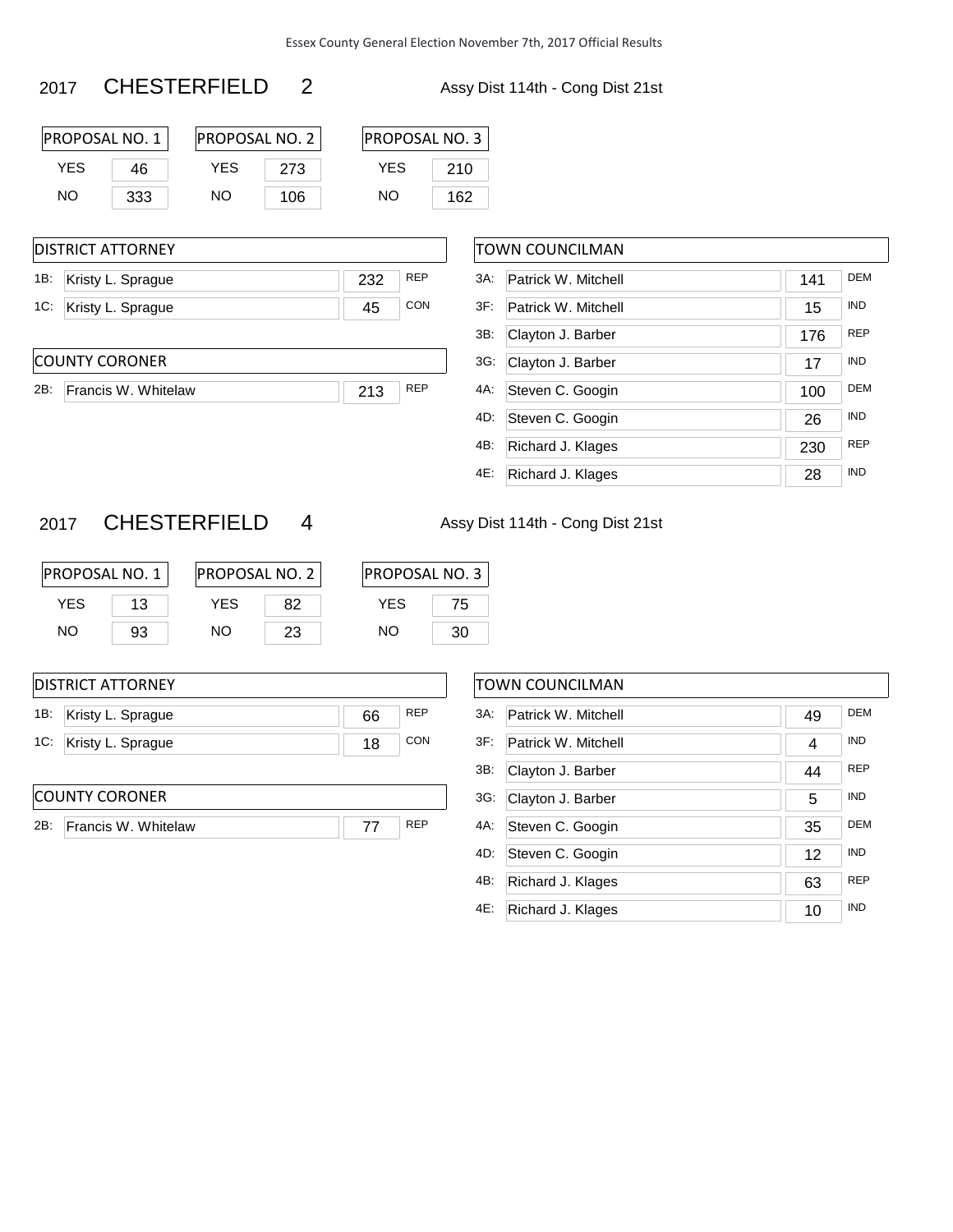## 2017 CHESTERFIELD 2

Assy Dist 114th - Cong Dist 21st

| PROPOSAL NO. 1 | |
|---|---|
| YES | 46 |
| NO | 333 |

| PROPOSAL NO. 2 | |
|---|---|
| YES | 273 |
| NO | 106 |

| PROPOSAL NO. 3 | |
|---|---|
| YES | 210 |
| NO | 162 |

**DISTRICT ATTORNEY**

| | | | |
|---|---|---|---|
| 1B: | Kristy L. Sprague | 232 | REP |
| 1C: | Kristy L. Sprague | 45 | CON |

**COUNTY CORONER**

| | | | |
|---|---|---|---|
| 2B: | Francis W. Whitelaw | 213 | REP |

**TOWN COUNCILMAN**

| | | | |
|---|---|---|---|
| 3A: | Patrick W. Mitchell | 141 | DEM |
| 3F: | Patrick W. Mitchell | 15 | IND |
| 3B: | Clayton J. Barber | 176 | REP |
| 3G: | Clayton J. Barber | 17 | IND |
| 4A: | Steven C. Googin | 100 | DEM |
| 4D: | Steven C. Googin | 26 | IND |
| 4B: | Richard J. Klages | 230 | REP |
| 4E: | Richard J. Klages | 28 | IND |

## 2017 CHESTERFIELD 4

Assy Dist 114th - Cong Dist 21st

| PROPOSAL NO. 1 | |
|---|---|
| YES | 13 |
| NO | 93 |

| PROPOSAL NO. 2 | |
|---|---|
| YES | 82 |
| NO | 23 |

| PROPOSAL NO. 3 | |
|---|---|
| YES | 75 |
| NO | 30 |

**DISTRICT ATTORNEY**

| | | | |
|---|---|---|---|
| 1B: | Kristy L. Sprague | 66 | REP |
| 1C: | Kristy L. Sprague | 18 | CON |

**COUNTY CORONER**

| | | | |
|---|---|---|---|
| 2B: | Francis W. Whitelaw | 77 | REP |

**TOWN COUNCILMAN**

| | | | |
|---|---|---|---|
| 3A: | Patrick W. Mitchell | 49 | DEM |
| 3F: | Patrick W. Mitchell | 4 | IND |
| 3B: | Clayton J. Barber | 44 | REP |
| 3G: | Clayton J. Barber | 5 | IND |
| 4A: | Steven C. Googin | 35 | DEM |
| 4D: | Steven C. Googin | 12 | IND |
| 4B: | Richard J. Klages | 63 | REP |
| 4E: | Richard J. Klages | 10 | IND |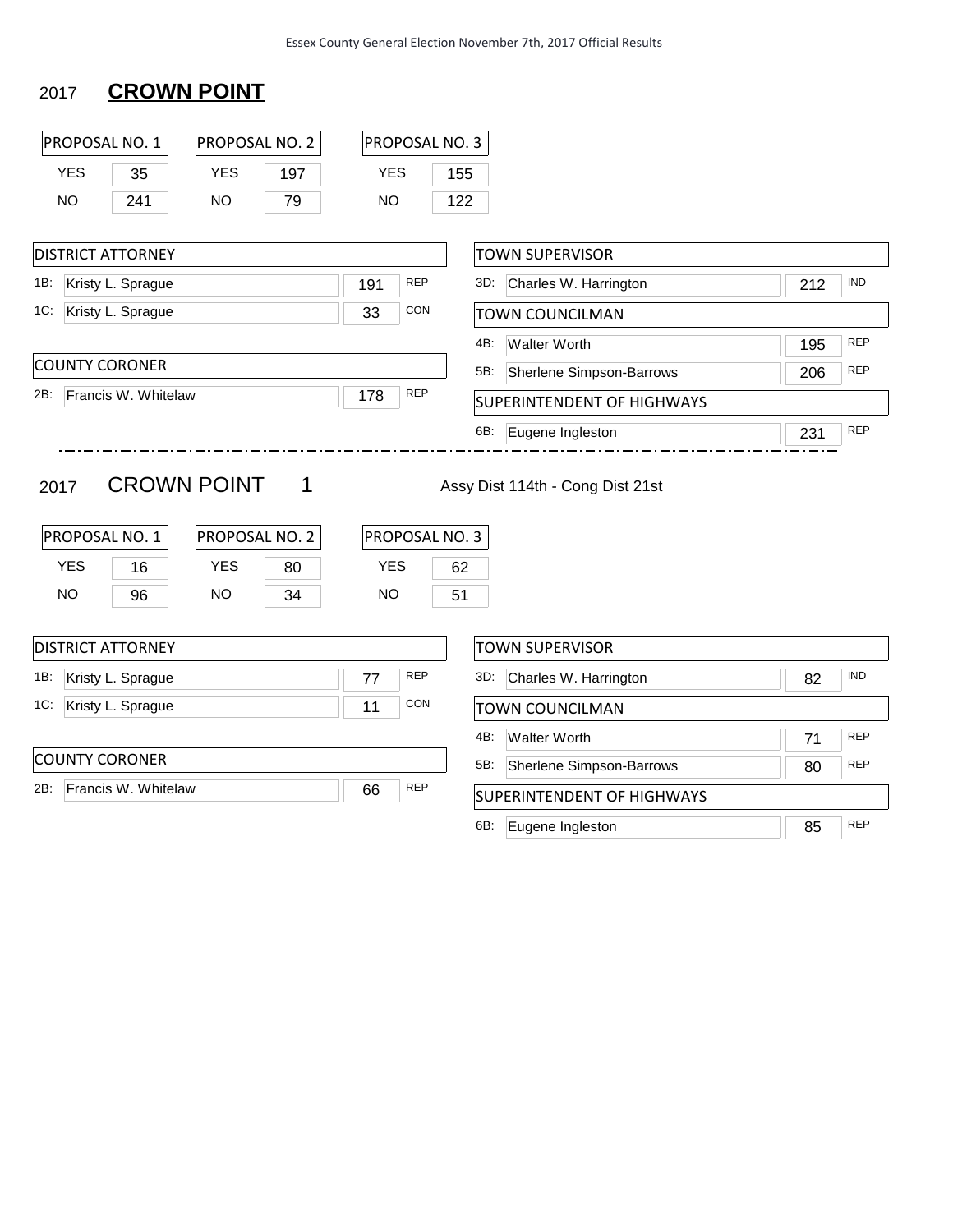## 2017 CROWN POINT

| PROPOSAL NO. 1 | | PROPOSAL NO. 2 | | PROPOSAL NO. 3 | |
|---|---|---|---|---|---|
| YES | 35 | YES | 197 | YES | 155 |
| NO | 241 | NO | 79 | NO | 122 |

**DISTRICT ATTORNEY**

| | | | |
|---|---|---|---|
| 1B: | Kristy L. Sprague | 191 | REP |
| 1C: | Kristy L. Sprague | 33 | CON |

**COUNTY CORONER**

| | | | |
|---|---|---|---|
| 2B: | Francis W. Whitelaw | 178 | REP |

**TOWN SUPERVISOR**

| | | | |
|---|---|---|---|
| 3D: | Charles W. Harrington | 212 | IND |

**TOWN COUNCILMAN**

| | | | |
|---|---|---|---|
| 4B: | Walter Worth | 195 | REP |
| 5B: | Sherlene Simpson-Barrows | 206 | REP |

**SUPERINTENDENT OF HIGHWAYS**

| | | | |
|---|---|---|---|
| 6B: | Eugene Ingleston | 231 | REP |

## 2017 CROWN POINT 1

Assy Dist 114th - Cong Dist 21st

| PROPOSAL NO. 1 | | PROPOSAL NO. 2 | | PROPOSAL NO. 3 | |
|---|---|---|---|---|---|
| YES | 16 | YES | 80 | YES | 62 |
| NO | 96 | NO | 34 | NO | 51 |

**DISTRICT ATTORNEY**

| | | | |
|---|---|---|---|
| 1B: | Kristy L. Sprague | 77 | REP |
| 1C: | Kristy L. Sprague | 11 | CON |

**COUNTY CORONER**

| | | | |
|---|---|---|---|
| 2B: | Francis W. Whitelaw | 66 | REP |

**TOWN SUPERVISOR**

| | | | |
|---|---|---|---|
| 3D: | Charles W. Harrington | 82 | IND |

**TOWN COUNCILMAN**

| | | | |
|---|---|---|---|
| 4B: | Walter Worth | 71 | REP |
| 5B: | Sherlene Simpson-Barrows | 80 | REP |

**SUPERINTENDENT OF HIGHWAYS**

| | | | |
|---|---|---|---|
| 6B: | Eugene Ingleston | 85 | REP |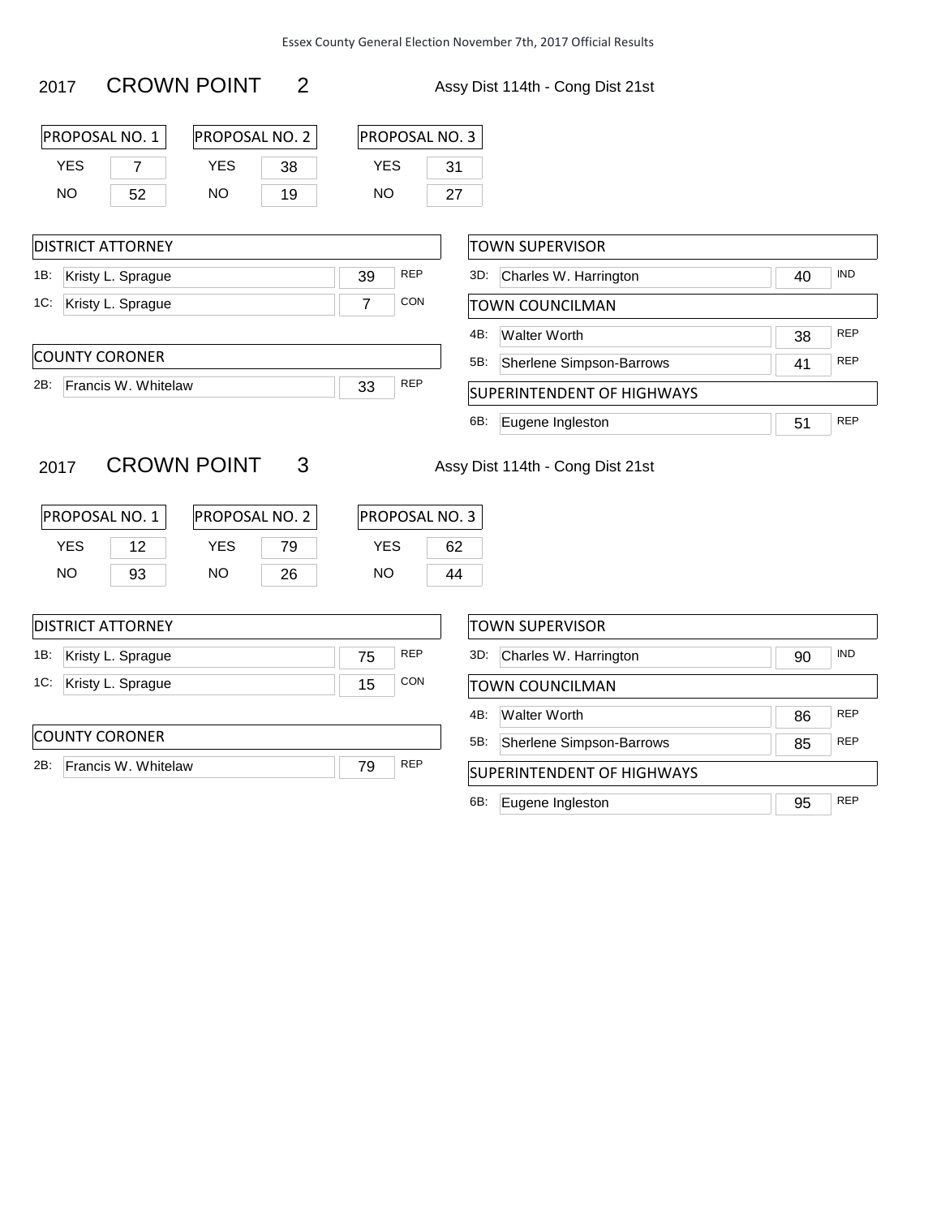## 2017 CROWN POINT 2

Assy Dist 114th - Cong Dist 21st

| PROPOSAL NO. 1 | | PROPOSAL NO. 2 | | PROPOSAL NO. 3 | |
|---|---|---|---|---|---|
| YES | 7 | YES | 38 | YES | 31 |
| NO | 52 | NO | 19 | NO | 27 |

**DISTRICT ATTORNEY**

| | | | |
|---|---|---|---|
| 1B: | Kristy L. Sprague | 39 | REP |
| 1C: | Kristy L. Sprague | 7 | CON |

**COUNTY CORONER**

| | | | |
|---|---|---|---|
| 2B: | Francis W. Whitelaw | 33 | REP |

**TOWN SUPERVISOR**

| | | | |
|---|---|---|---|
| 3D: | Charles W. Harrington | 40 | IND |

**TOWN COUNCILMAN**

| | | | |
|---|---|---|---|
| 4B: | Walter Worth | 38 | REP |
| 5B: | Sherlene Simpson-Barrows | 41 | REP |

**SUPERINTENDENT OF HIGHWAYS**

| | | | |
|---|---|---|---|
| 6B: | Eugene Ingleston | 51 | REP |

## 2017 CROWN POINT 3

Assy Dist 114th - Cong Dist 21st

| PROPOSAL NO. 1 | | PROPOSAL NO. 2 | | PROPOSAL NO. 3 | |
|---|---|---|---|---|---|
| YES | 12 | YES | 79 | YES | 62 |
| NO | 93 | NO | 26 | NO | 44 |

**DISTRICT ATTORNEY**

| | | | |
|---|---|---|---|
| 1B: | Kristy L. Sprague | 75 | REP |
| 1C: | Kristy L. Sprague | 15 | CON |

**COUNTY CORONER**

| | | | |
|---|---|---|---|
| 2B: | Francis W. Whitelaw | 79 | REP |

**TOWN SUPERVISOR**

| | | | |
|---|---|---|---|
| 3D: | Charles W. Harrington | 90 | IND |

**TOWN COUNCILMAN**

| | | | |
|---|---|---|---|
| 4B: | Walter Worth | 86 | REP |
| 5B: | Sherlene Simpson-Barrows | 85 | REP |

**SUPERINTENDENT OF HIGHWAYS**

| | | | |
|---|---|---|---|
| 6B: | Eugene Ingleston | 95 | REP |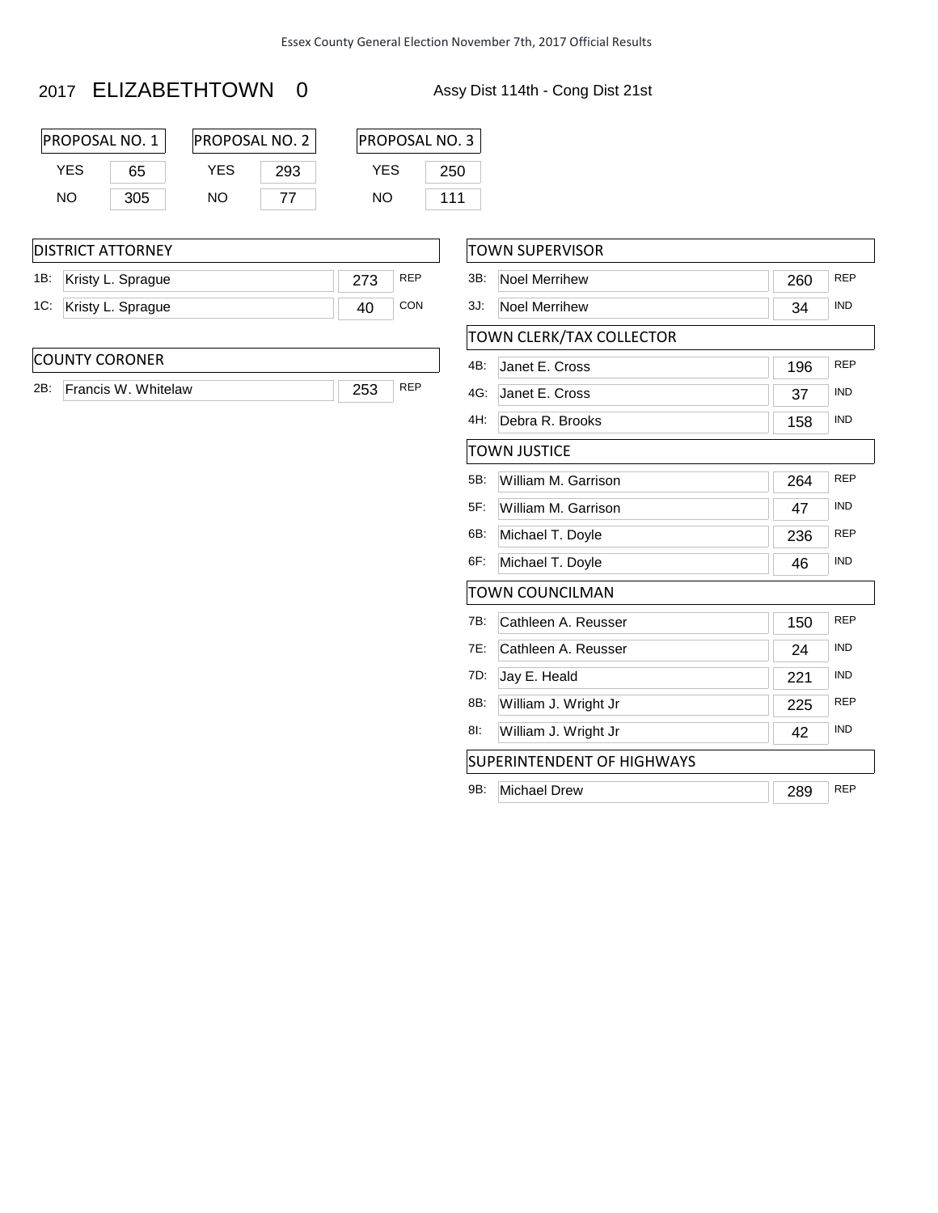# 2017 ELIZABETHTOWN 0

Assy Dist 114th - Cong Dist 21st

| PROPOSAL NO. 1 | |
|---|---|
| YES | 65 |
| NO | 305 |

| PROPOSAL NO. 2 | |
|---|---|
| YES | 293 |
| NO | 77 |

| PROPOSAL NO. 3 | |
|---|---|
| YES | 250 |
| NO | 111 |

## DISTRICT ATTORNEY

| | | | |
|---|---|---|---|
| 1B: | Kristy L. Sprague | 273 | REP |
| 1C: | Kristy L. Sprague | 40 | CON |

## COUNTY CORONER

| | | | |
|---|---|---|---|
| 2B: | Francis W. Whitelaw | 253 | REP |

## TOWN SUPERVISOR

| | | | |
|---|---|---|---|
| 3B: | Noel Merrihew | 260 | REP |
| 3J: | Noel Merrihew | 34 | IND |

## TOWN CLERK/TAX COLLECTOR

| | | | |
|---|---|---|---|
| 4B: | Janet E. Cross | 196 | REP |
| 4G: | Janet E. Cross | 37 | IND |
| 4H: | Debra R. Brooks | 158 | IND |

## TOWN JUSTICE

| | | | |
|---|---|---|---|
| 5B: | William M. Garrison | 264 | REP |
| 5F: | William M. Garrison | 47 | IND |
| 6B: | Michael T. Doyle | 236 | REP |
| 6F: | Michael T. Doyle | 46 | IND |

## TOWN COUNCILMAN

| | | | |
|---|---|---|---|
| 7B: | Cathleen A. Reusser | 150 | REP |
| 7E: | Cathleen A. Reusser | 24 | IND |
| 7D: | Jay E. Heald | 221 | IND |
| 8B: | William J. Wright Jr | 225 | REP |
| 8I: | William J. Wright Jr | 42 | IND |

## SUPERINTENDENT OF HIGHWAYS

| | | | |
|---|---|---|---|
| 9B: | Michael Drew | 289 | REP |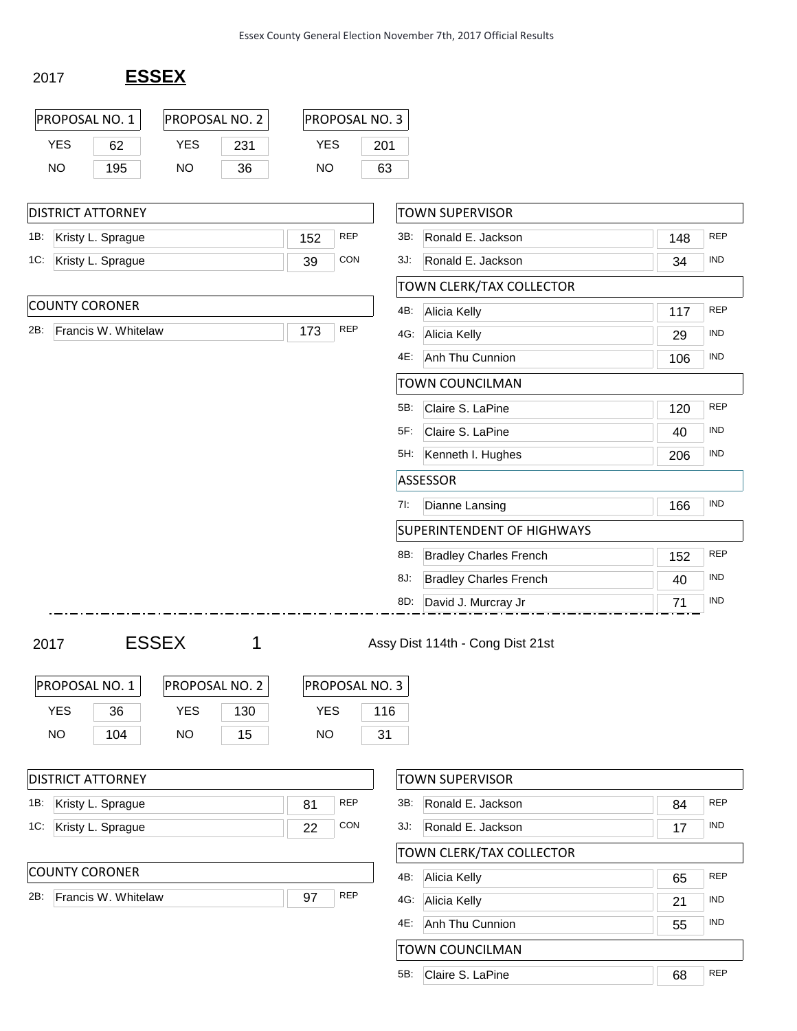## 2017 ESSEX

| PROPOSAL NO. 1 | |
|---|---|
| YES | 62 |
| NO | 195 |

| PROPOSAL NO. 2 | |
|---|---|
| YES | 231 |
| NO | 36 |

| PROPOSAL NO. 3 | |
|---|---|
| YES | 201 |
| NO | 63 |

**DISTRICT ATTORNEY**

| | | | |
|---|---|---|---|
| 1B: | Kristy L. Sprague | 152 | REP |
| 1C: | Kristy L. Sprague | 39 | CON |

**COUNTY CORONER**

| | | | |
|---|---|---|---|
| 2B: | Francis W. Whitelaw | 173 | REP |

**TOWN SUPERVISOR**

| | | | |
|---|---|---|---|
| 3B: | Ronald E. Jackson | 148 | REP |
| 3J: | Ronald E. Jackson | 34 | IND |

**TOWN CLERK/TAX COLLECTOR**

| | | | |
|---|---|---|---|
| 4B: | Alicia Kelly | 117 | REP |
| 4G: | Alicia Kelly | 29 | IND |
| 4E: | Anh Thu Cunnion | 106 | IND |

**TOWN COUNCILMAN**

| | | | |
|---|---|---|---|
| 5B: | Claire S. LaPine | 120 | REP |
| 5F: | Claire S. LaPine | 40 | IND |
| 5H: | Kenneth I. Hughes | 206 | IND |

**ASSESSOR**

| | | | |
|---|---|---|---|
| 7I: | Dianne Lansing | 166 | IND |

**SUPERINTENDENT OF HIGHWAYS**

| | | | |
|---|---|---|---|
| 8B: | Bradley Charles French | 152 | REP |
| 8J: | Bradley Charles French | 40 | IND |
| 8D: | David J. Murcray Jr | 71 | IND |

---

## 2017 ESSEX 1

Assy Dist 114th - Cong Dist 21st

| PROPOSAL NO. 1 | |
|---|---|
| YES | 36 |
| NO | 104 |

| PROPOSAL NO. 2 | |
|---|---|
| YES | 130 |
| NO | 15 |

| PROPOSAL NO. 3 | |
|---|---|
| YES | 116 |
| NO | 31 |

**DISTRICT ATTORNEY**

| | | | |
|---|---|---|---|
| 1B: | Kristy L. Sprague | 81 | REP |
| 1C: | Kristy L. Sprague | 22 | CON |

**COUNTY CORONER**

| | | | |
|---|---|---|---|
| 2B: | Francis W. Whitelaw | 97 | REP |

**TOWN SUPERVISOR**

| | | | |
|---|---|---|---|
| 3B: | Ronald E. Jackson | 84 | REP |
| 3J: | Ronald E. Jackson | 17 | IND |

**TOWN CLERK/TAX COLLECTOR**

| | | | |
|---|---|---|---|
| 4B: | Alicia Kelly | 65 | REP |
| 4G: | Alicia Kelly | 21 | IND |
| 4E: | Anh Thu Cunnion | 55 | IND |

**TOWN COUNCILMAN**

| | | | |
|---|---|---|---|
| 5B: | Claire S. LaPine | 68 | REP |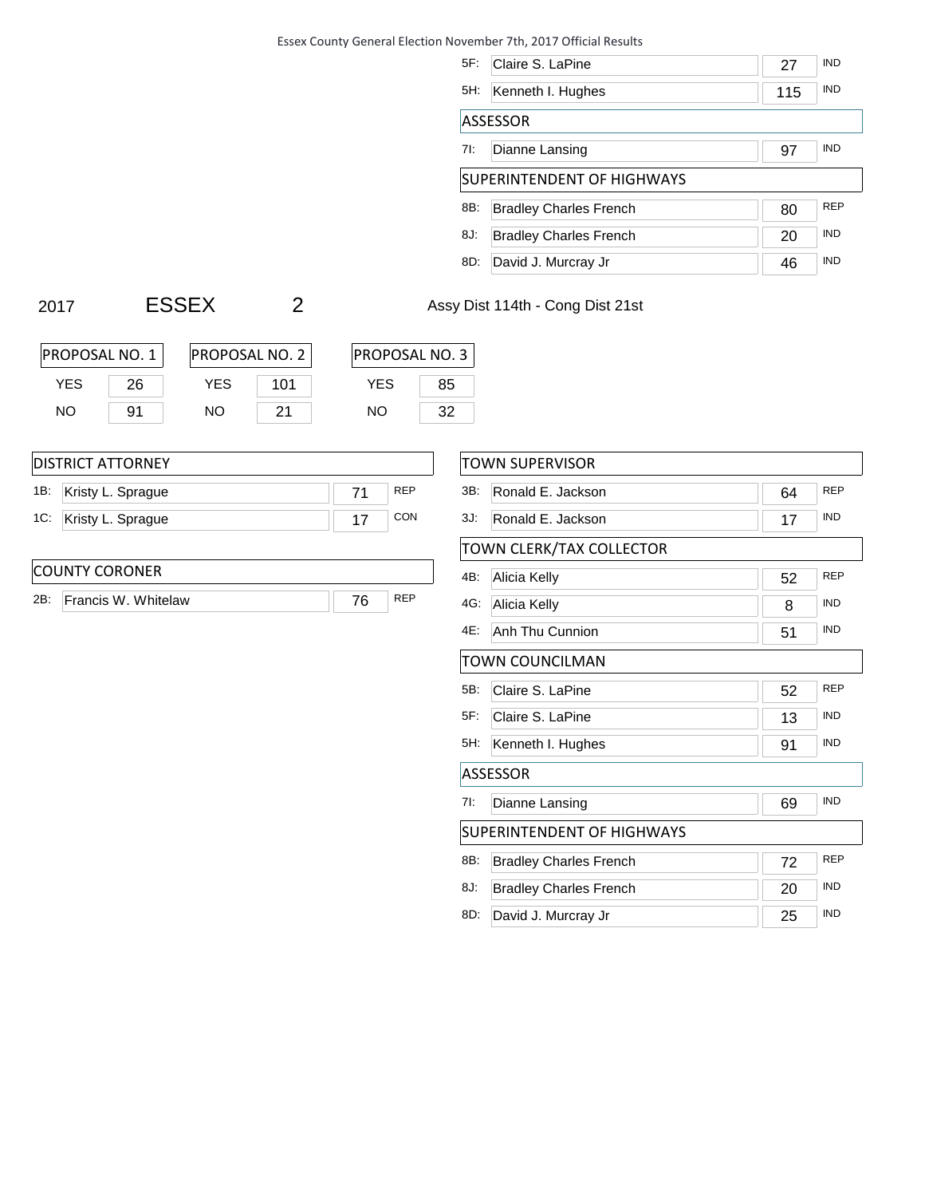| | | | |
|---|---|---|---|
| 5F: | Claire S. LaPine | 27 | IND |
| 5H: | Kenneth I. Hughes | 115 | IND |

### ASSESSOR

| | | | |
|---|---|---|---|
| 7I: | Dianne Lansing | 97 | IND |

### SUPERINTENDENT OF HIGHWAYS

| | | | |
|---|---|---|---|
| 8B: | Bradley Charles French | 80 | REP |
| 8J: | Bradley Charles French | 20 | IND |
| 8D: | David J. Murcray Jr | 46 | IND |

## 2017 ESSEX 2 — Assy Dist 114th - Cong Dist 21st

| PROPOSAL NO. 1 | | PROPOSAL NO. 2 | | PROPOSAL NO. 3 | |
|---|---|---|---|---|---|
| YES | 26 | YES | 101 | YES | 85 |
| NO | 91 | NO | 21 | NO | 32 |

### DISTRICT ATTORNEY

| | | | |
|---|---|---|---|
| 1B: | Kristy L. Sprague | 71 | REP |
| 1C: | Kristy L. Sprague | 17 | CON |

### COUNTY CORONER

| | | | |
|---|---|---|---|
| 2B: | Francis W. Whitelaw | 76 | REP |

### TOWN SUPERVISOR

| | | | |
|---|---|---|---|
| 3B: | Ronald E. Jackson | 64 | REP |
| 3J: | Ronald E. Jackson | 17 | IND |

### TOWN CLERK/TAX COLLECTOR

| | | | |
|---|---|---|---|
| 4B: | Alicia Kelly | 52 | REP |
| 4G: | Alicia Kelly | 8 | IND |
| 4E: | Anh Thu Cunnion | 51 | IND |

### TOWN COUNCILMAN

| | | | |
|---|---|---|---|
| 5B: | Claire S. LaPine | 52 | REP |
| 5F: | Claire S. LaPine | 13 | IND |
| 5H: | Kenneth I. Hughes | 91 | IND |

### ASSESSOR

| | | | |
|---|---|---|---|
| 7I: | Dianne Lansing | 69 | IND |

### SUPERINTENDENT OF HIGHWAYS

| | | | |
|---|---|---|---|
| 8B: | Bradley Charles French | 72 | REP |
| 8J: | Bradley Charles French | 20 | IND |
| 8D: | David J. Murcray Jr | 25 | IND |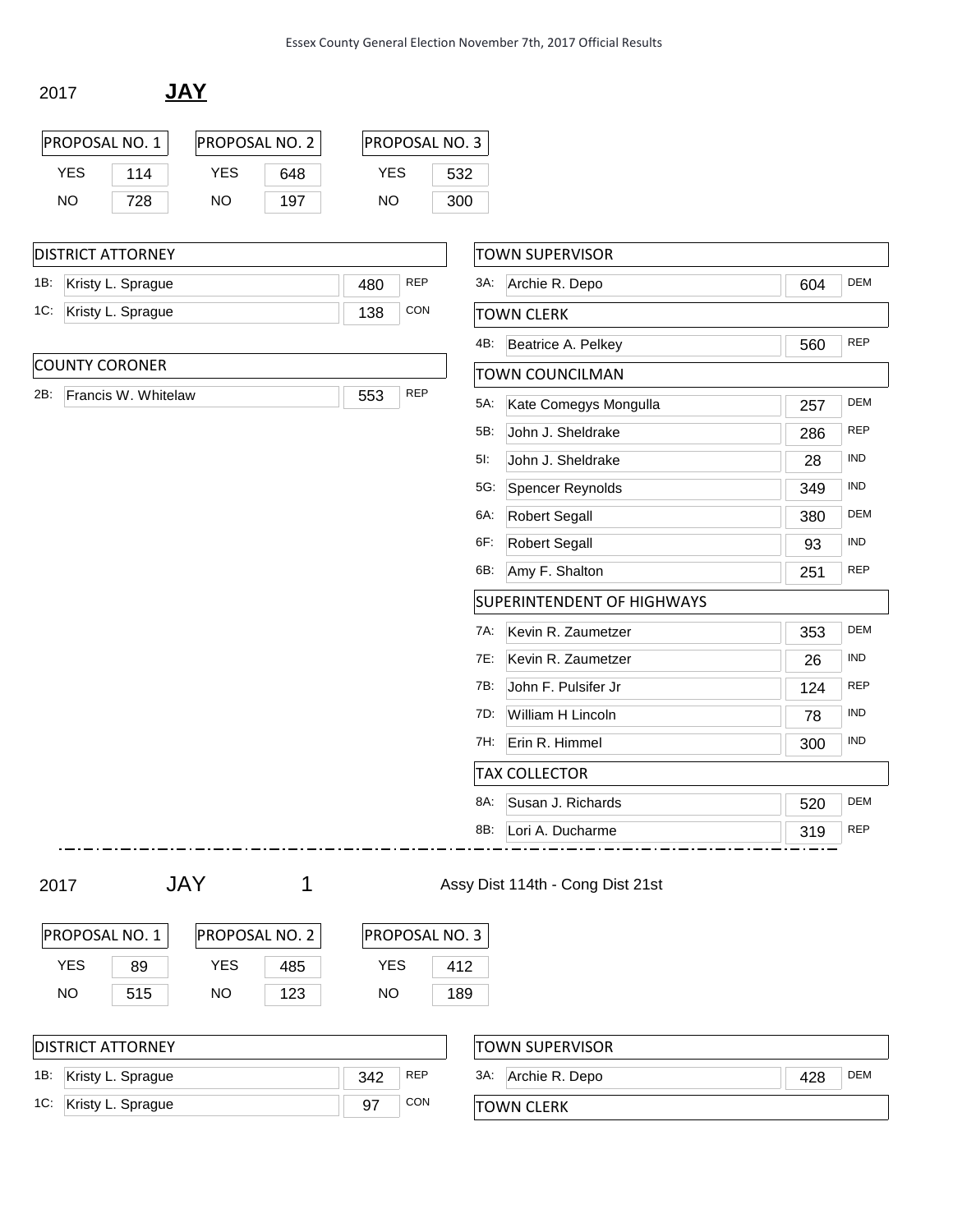2017 **JAY**

| PROPOSAL NO. 1 | |
|---|---|
| YES | 114 |
| NO | 728 |

| PROPOSAL NO. 2 | |
|---|---|
| YES | 648 |
| NO | 197 |

| PROPOSAL NO. 3 | |
|---|---|
| YES | 532 |
| NO | 300 |

| DISTRICT ATTORNEY | | | |
|---|---|---|---|
| 1B: | Kristy L. Sprague | 480 | REP |
| 1C: | Kristy L. Sprague | 138 | CON |

| COUNTY CORONER | | | |
|---|---|---|---|
| 2B: | Francis W. Whitelaw | 553 | REP |

| TOWN SUPERVISOR | | | |
|---|---|---|---|
| 3A: | Archie R. Depo | 604 | DEM |

| TOWN CLERK | | | |
|---|---|---|---|
| 4B: | Beatrice A. Pelkey | 560 | REP |

| TOWN COUNCILMAN | | | |
|---|---|---|---|
| 5A: | Kate Comegys Mongulla | 257 | DEM |
| 5B: | John J. Sheldrake | 286 | REP |
| 5I: | John J. Sheldrake | 28 | IND |
| 5G: | Spencer Reynolds | 349 | IND |
| 6A: | Robert Segall | 380 | DEM |
| 6F: | Robert Segall | 93 | IND |
| 6B: | Amy F. Shalton | 251 | REP |

| SUPERINTENDENT OF HIGHWAYS | | | |
|---|---|---|---|
| 7A: | Kevin R. Zaumetzer | 353 | DEM |
| 7E: | Kevin R. Zaumetzer | 26 | IND |
| 7B: | John F. Pulsifer Jr | 124 | REP |
| 7D: | William H Lincoln | 78 | IND |
| 7H: | Erin R. Himmel | 300 | IND |

| TAX COLLECTOR | | | |
|---|---|---|---|
| 8A: | Susan J. Richards | 520 | DEM |
| 8B: | Lori A. Ducharme | 319 | REP |

---

2017 JAY 1 Assy Dist 114th - Cong Dist 21st

| PROPOSAL NO. 1 | |
|---|---|
| YES | 89 |
| NO | 515 |

| PROPOSAL NO. 2 | |
|---|---|
| YES | 485 |
| NO | 123 |

| PROPOSAL NO. 3 | |
|---|---|
| YES | 412 |
| NO | 189 |

| DISTRICT ATTORNEY | | | |
|---|---|---|---|
| 1B: | Kristy L. Sprague | 342 | REP |
| 1C: | Kristy L. Sprague | 97 | CON |

| TOWN SUPERVISOR | | | |
|---|---|---|---|
| 3A: | Archie R. Depo | 428 | DEM |

TOWN CLERK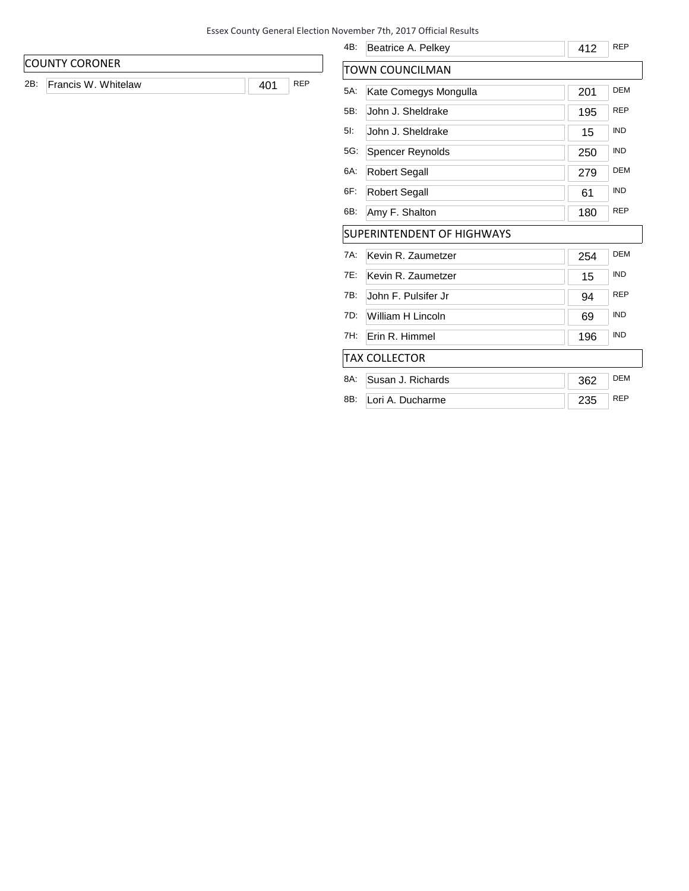## COUNTY CORONER

| | | | |
|---|---|---|---|
| 2B: | Francis W. Whitelaw | 401 | REP |

| | | | |
|---|---|---|---|
| 4B: | Beatrice A. Pelkey | 412 | REP |

## TOWN COUNCILMAN

| | | | |
|---|---|---|---|
| 5A: | Kate Comegys Mongulla | 201 | DEM |
| 5B: | John J. Sheldrake | 195 | REP |
| 5I: | John J. Sheldrake | 15 | IND |
| 5G: | Spencer Reynolds | 250 | IND |
| 6A: | Robert Segall | 279 | DEM |
| 6F: | Robert Segall | 61 | IND |
| 6B: | Amy F. Shalton | 180 | REP |

## SUPERINTENDENT OF HIGHWAYS

| | | | |
|---|---|---|---|
| 7A: | Kevin R. Zaumetzer | 254 | DEM |
| 7E: | Kevin R. Zaumetzer | 15 | IND |
| 7B: | John F. Pulsifer Jr | 94 | REP |
| 7D: | William H Lincoln | 69 | IND |
| 7H: | Erin R. Himmel | 196 | IND |

## TAX COLLECTOR

| | | | |
|---|---|---|---|
| 8A: | Susan J. Richards | 362 | DEM |
| 8B: | Lori A. Ducharme | 235 | REP |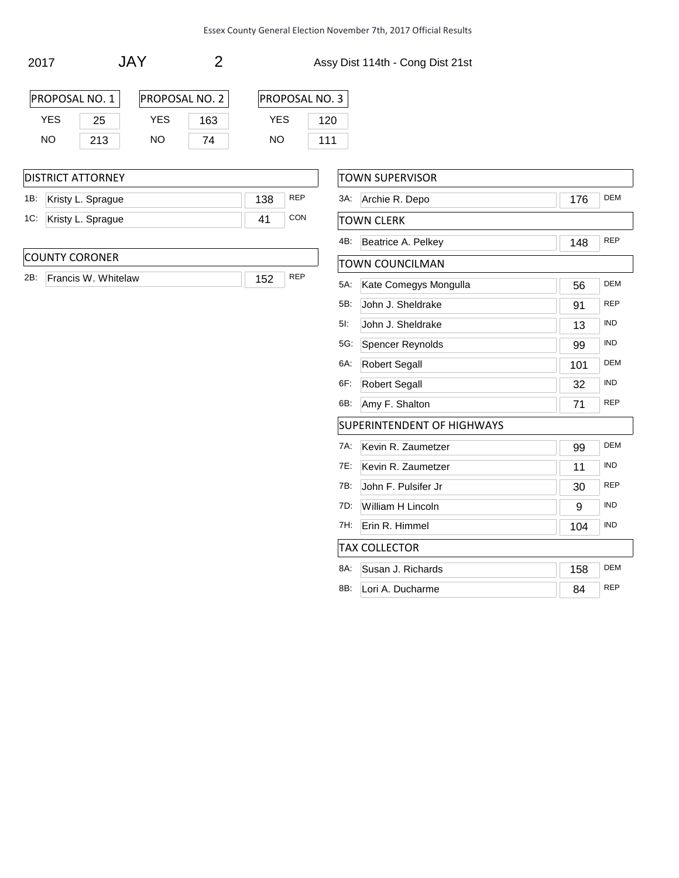2017 JAY 2 Assy Dist 114th - Cong Dist 21st

| PROPOSAL NO. 1 | |
|---|---|
| YES | 25 |
| NO | 213 |

| PROPOSAL NO. 2 | |
|---|---|
| YES | 163 |
| NO | 74 |

| PROPOSAL NO. 3 | |
|---|---|
| YES | 120 |
| NO | 111 |

### DISTRICT ATTORNEY

| | | | |
|---|---|---|---|
| 1B: | Kristy L. Sprague | 138 | REP |
| 1C: | Kristy L. Sprague | 41 | CON |

### COUNTY CORONER

| | | | |
|---|---|---|---|
| 2B: | Francis W. Whitelaw | 152 | REP |

### TOWN SUPERVISOR

| | | | |
|---|---|---|---|
| 3A: | Archie R. Depo | 176 | DEM |

### TOWN CLERK

| | | | |
|---|---|---|---|
| 4B: | Beatrice A. Pelkey | 148 | REP |

### TOWN COUNCILMAN

| | | | |
|---|---|---|---|
| 5A: | Kate Comegys Mongulla | 56 | DEM |
| 5B: | John J. Sheldrake | 91 | REP |
| 5I: | John J. Sheldrake | 13 | IND |
| 5G: | Spencer Reynolds | 99 | IND |
| 6A: | Robert Segall | 101 | DEM |
| 6F: | Robert Segall | 32 | IND |
| 6B: | Amy F. Shalton | 71 | REP |

### SUPERINTENDENT OF HIGHWAYS

| | | | |
|---|---|---|---|
| 7A: | Kevin R. Zaumetzer | 99 | DEM |
| 7E: | Kevin R. Zaumetzer | 11 | IND |
| 7B: | John F. Pulsifer Jr | 30 | REP |
| 7D: | William H Lincoln | 9 | IND |
| 7H: | Erin R. Himmel | 104 | IND |

### TAX COLLECTOR

| | | | |
|---|---|---|---|
| 8A: | Susan J. Richards | 158 | DEM |
| 8B: | Lori A. Ducharme | 84 | REP |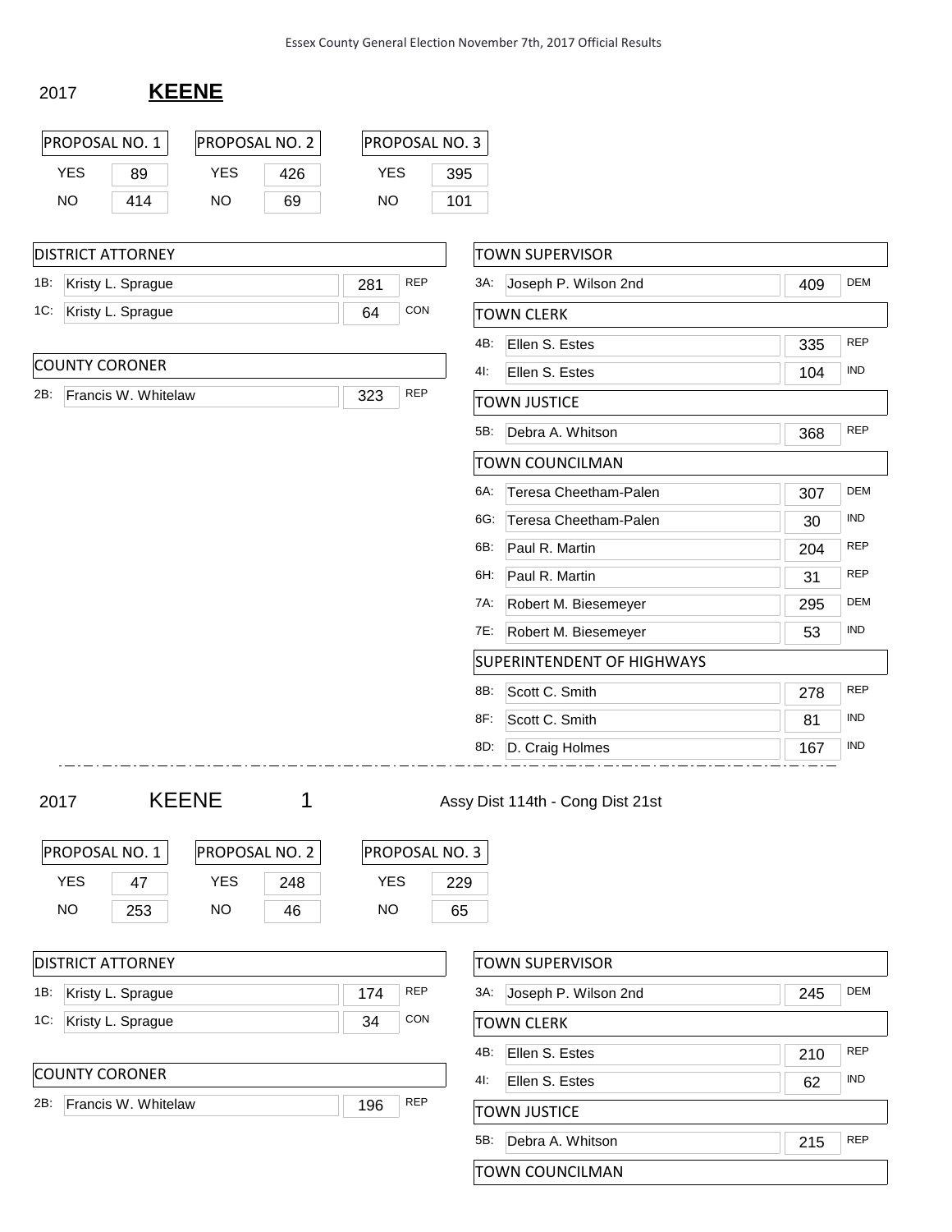## 2017 **KEENE**

| PROPOSAL NO. 1 | |
|---|---|
| YES | 89 |
| NO | 414 |

| PROPOSAL NO. 2 | |
|---|---|
| YES | 426 |
| NO | 69 |

| PROPOSAL NO. 3 | |
|---|---|
| YES | 395 |
| NO | 101 |

**DISTRICT ATTORNEY**

| | | | |
|---|---|---|---|
| 1B: | Kristy L. Sprague | 281 | REP |
| 1C: | Kristy L. Sprague | 64 | CON |

**COUNTY CORONER**

| | | | |
|---|---|---|---|
| 2B: | Francis W. Whitelaw | 323 | REP |

**TOWN SUPERVISOR**

| | | | |
|---|---|---|---|
| 3A: | Joseph P. Wilson 2nd | 409 | DEM |

**TOWN CLERK**

| | | | |
|---|---|---|---|
| 4B: | Ellen S. Estes | 335 | REP |
| 4I: | Ellen S. Estes | 104 | IND |

**TOWN JUSTICE**

| | | | |
|---|---|---|---|
| 5B: | Debra A. Whitson | 368 | REP |

**TOWN COUNCILMAN**

| | | | |
|---|---|---|---|
| 6A: | Teresa Cheetham-Palen | 307 | DEM |
| 6G: | Teresa Cheetham-Palen | 30 | IND |
| 6B: | Paul R. Martin | 204 | REP |
| 6H: | Paul R. Martin | 31 | REP |
| 7A: | Robert M. Biesemeyer | 295 | DEM |
| 7E: | Robert M. Biesemeyer | 53 | IND |

**SUPERINTENDENT OF HIGHWAYS**

| | | | |
|---|---|---|---|
| 8B: | Scott C. Smith | 278 | REP |
| 8F: | Scott C. Smith | 81 | IND |
| 8D: | D. Craig Holmes | 167 | IND |

---

## 2017 KEENE 1

Assy Dist 114th - Cong Dist 21st

| PROPOSAL NO. 1 | |
|---|---|
| YES | 47 |
| NO | 253 |

| PROPOSAL NO. 2 | |
|---|---|
| YES | 248 |
| NO | 46 |

| PROPOSAL NO. 3 | |
|---|---|
| YES | 229 |
| NO | 65 |

**DISTRICT ATTORNEY**

| | | | |
|---|---|---|---|
| 1B: | Kristy L. Sprague | 174 | REP |
| 1C: | Kristy L. Sprague | 34 | CON |

**COUNTY CORONER**

| | | | |
|---|---|---|---|
| 2B: | Francis W. Whitelaw | 196 | REP |

**TOWN SUPERVISOR**

| | | | |
|---|---|---|---|
| 3A: | Joseph P. Wilson 2nd | 245 | DEM |

**TOWN CLERK**

| | | | |
|---|---|---|---|
| 4B: | Ellen S. Estes | 210 | REP |
| 4I: | Ellen S. Estes | 62 | IND |

**TOWN JUSTICE**

| | | | |
|---|---|---|---|
| 5B: | Debra A. Whitson | 215 | REP |

**TOWN COUNCILMAN**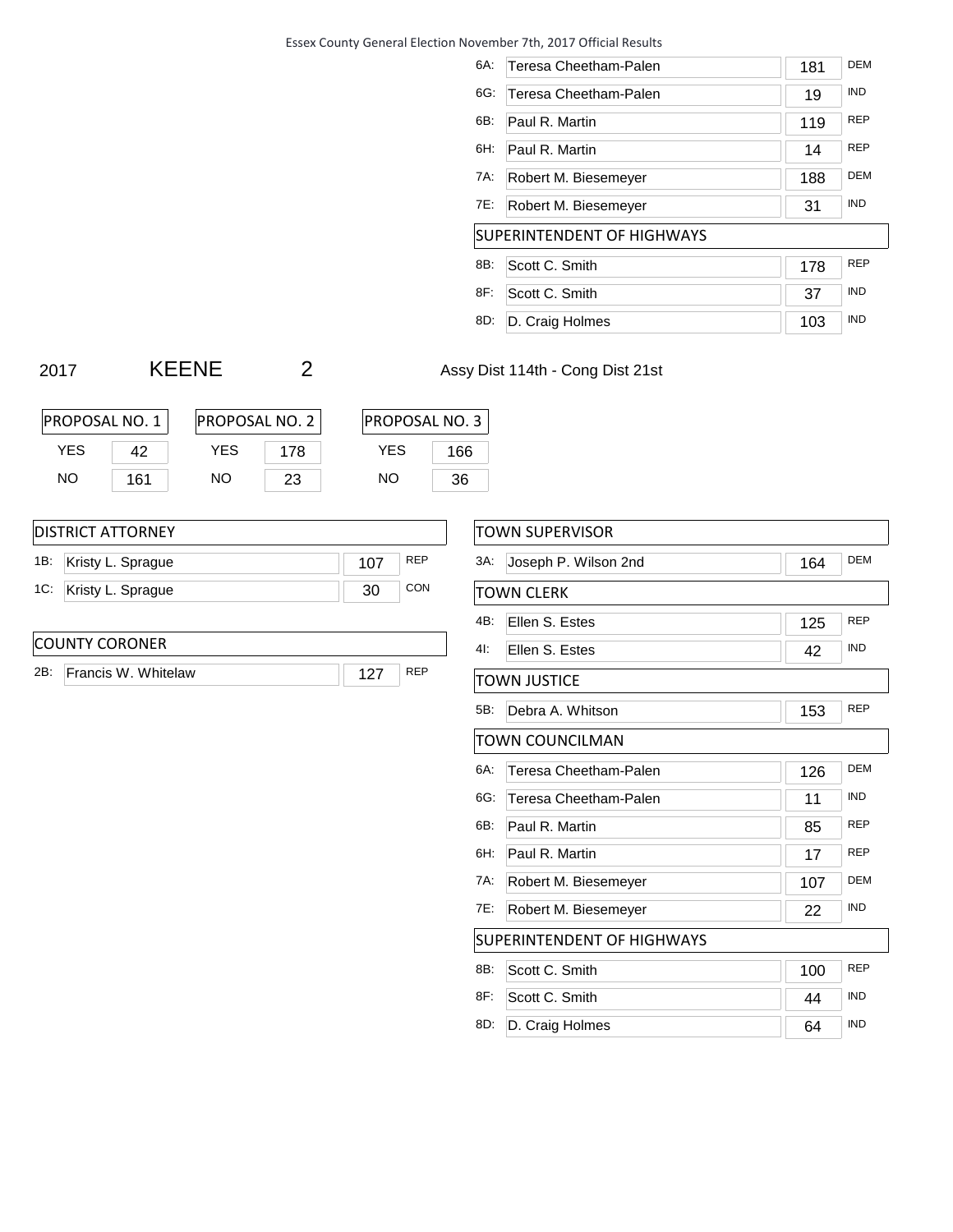| | | | |
|---|---|---|---|
| 6A: | Teresa Cheetham-Palen | 181 | DEM |
| 6G: | Teresa Cheetham-Palen | 19 | IND |
| 6B: | Paul R. Martin | 119 | REP |
| 6H: | Paul R. Martin | 14 | REP |
| 7A: | Robert M. Biesemeyer | 188 | DEM |
| 7E: | Robert M. Biesemeyer | 31 | IND |

SUPERINTENDENT OF HIGHWAYS

| | | | |
|---|---|---|---|
| 8B: | Scott C. Smith | 178 | REP |
| 8F: | Scott C. Smith | 37 | IND |
| 8D: | D. Craig Holmes | 103 | IND |

## 2017 KEENE 2

Assy Dist 114th - Cong Dist 21st

| PROPOSAL NO. 1 | | PROPOSAL NO. 2 | | PROPOSAL NO. 3 | |
|---|---|---|---|---|---|
| YES | 42 | YES | 178 | YES | 166 |
| NO | 161 | NO | 23 | NO | 36 |

DISTRICT ATTORNEY

| | | | |
|---|---|---|---|
| 1B: | Kristy L. Sprague | 107 | REP |
| 1C: | Kristy L. Sprague | 30 | CON |

COUNTY CORONER

| | | | |
|---|---|---|---|
| 2B: | Francis W. Whitelaw | 127 | REP |

TOWN SUPERVISOR

| | | | |
|---|---|---|---|
| 3A: | Joseph P. Wilson 2nd | 164 | DEM |

TOWN CLERK

| | | | |
|---|---|---|---|
| 4B: | Ellen S. Estes | 125 | REP |
| 4I: | Ellen S. Estes | 42 | IND |

TOWN JUSTICE

| | | | |
|---|---|---|---|
| 5B: | Debra A. Whitson | 153 | REP |

TOWN COUNCILMAN

| | | | |
|---|---|---|---|
| 6A: | Teresa Cheetham-Palen | 126 | DEM |
| 6G: | Teresa Cheetham-Palen | 11 | IND |
| 6B: | Paul R. Martin | 85 | REP |
| 6H: | Paul R. Martin | 17 | REP |
| 7A: | Robert M. Biesemeyer | 107 | DEM |
| 7E: | Robert M. Biesemeyer | 22 | IND |

SUPERINTENDENT OF HIGHWAYS

| | | | |
|---|---|---|---|
| 8B: | Scott C. Smith | 100 | REP |
| 8F: | Scott C. Smith | 44 | IND |
| 8D: | D. Craig Holmes | 64 | IND |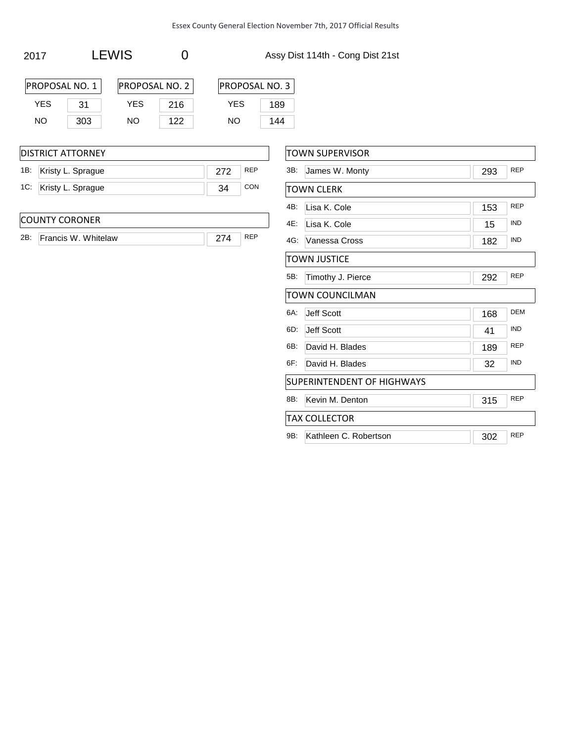2017 LEWIS 0 Assy Dist 114th - Cong Dist 21st

| PROPOSAL NO. 1 | |
|---|---|
| YES | 31 |
| NO | 303 |

| PROPOSAL NO. 2 | |
|---|---|
| YES | 216 |
| NO | 122 |

| PROPOSAL NO. 3 | |
|---|---|
| YES | 189 |
| NO | 144 |

## DISTRICT ATTORNEY

| | | | |
|---|---|---|---|
| 1B: | Kristy L. Sprague | 272 | REP |
| 1C: | Kristy L. Sprague | 34 | CON |

## COUNTY CORONER

| | | | |
|---|---|---|---|
| 2B: | Francis W. Whitelaw | 274 | REP |

## TOWN SUPERVISOR

| | | | |
|---|---|---|---|
| 3B: | James W. Monty | 293 | REP |

## TOWN CLERK

| | | | |
|---|---|---|---|
| 4B: | Lisa K. Cole | 153 | REP |
| 4E: | Lisa K. Cole | 15 | IND |
| 4G: | Vanessa Cross | 182 | IND |

## TOWN JUSTICE

| | | | |
|---|---|---|---|
| 5B: | Timothy J. Pierce | 292 | REP |

## TOWN COUNCILMAN

| | | | |
|---|---|---|---|
| 6A: | Jeff Scott | 168 | DEM |
| 6D: | Jeff Scott | 41 | IND |
| 6B: | David H. Blades | 189 | REP |
| 6F: | David H. Blades | 32 | IND |

## SUPERINTENDENT OF HIGHWAYS

| | | | |
|---|---|---|---|
| 8B: | Kevin M. Denton | 315 | REP |

## TAX COLLECTOR

| | | | |
|---|---|---|---|
| 9B: | Kathleen C. Robertson | 302 | REP |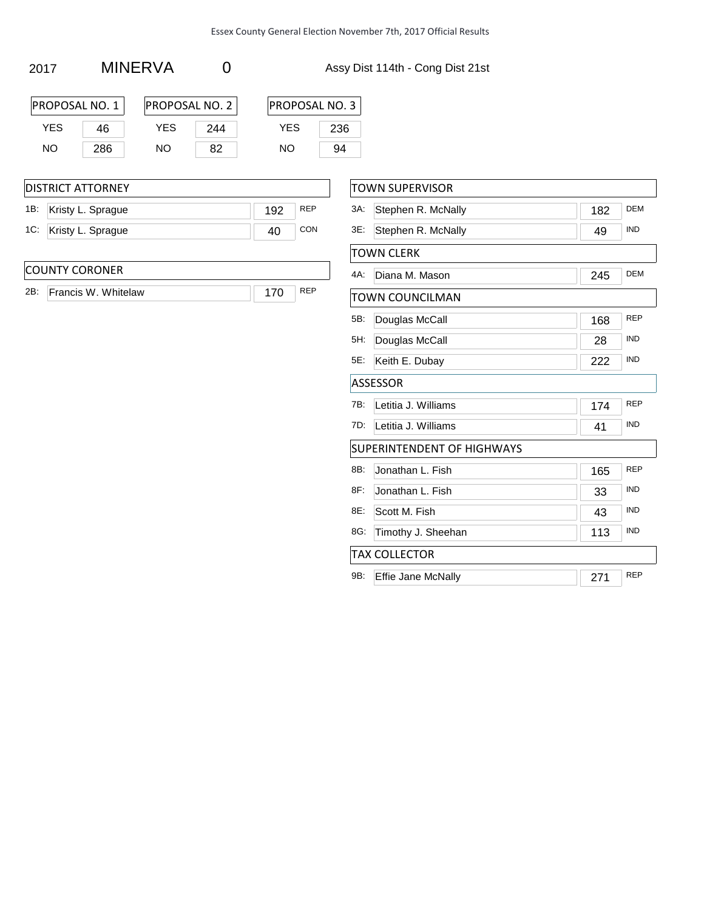2017 MINERVA 0 Assy Dist 114th - Cong Dist 21st

| PROPOSAL NO. 1 | |
|---|---|
| YES | 46 |
| NO | 286 |

| PROPOSAL NO. 2 | |
|---|---|
| YES | 244 |
| NO | 82 |

| PROPOSAL NO. 3 | |
|---|---|
| YES | 236 |
| NO | 94 |

**DISTRICT ATTORNEY**

| | | | |
|---|---|---|---|
| 1B: | Kristy L. Sprague | 192 | REP |
| 1C: | Kristy L. Sprague | 40 | CON |

**COUNTY CORONER**

| | | | |
|---|---|---|---|
| 2B: | Francis W. Whitelaw | 170 | REP |

**TOWN SUPERVISOR**

| | | | |
|---|---|---|---|
| 3A: | Stephen R. McNally | 182 | DEM |
| 3E: | Stephen R. McNally | 49 | IND |

**TOWN CLERK**

| | | | |
|---|---|---|---|
| 4A: | Diana M. Mason | 245 | DEM |

**TOWN COUNCILMAN**

| | | | |
|---|---|---|---|
| 5B: | Douglas McCall | 168 | REP |
| 5H: | Douglas McCall | 28 | IND |
| 5E: | Keith E. Dubay | 222 | IND |

**ASSESSOR**

| | | | |
|---|---|---|---|
| 7B: | Letitia J. Williams | 174 | REP |
| 7D: | Letitia J. Williams | 41 | IND |

**SUPERINTENDENT OF HIGHWAYS**

| | | | |
|---|---|---|---|
| 8B: | Jonathan L. Fish | 165 | REP |
| 8F: | Jonathan L. Fish | 33 | IND |
| 8E: | Scott M. Fish | 43 | IND |
| 8G: | Timothy J. Sheehan | 113 | IND |

**TAX COLLECTOR**

| | | | |
|---|---|---|---|
| 9B: | Effie Jane McNally | 271 | REP |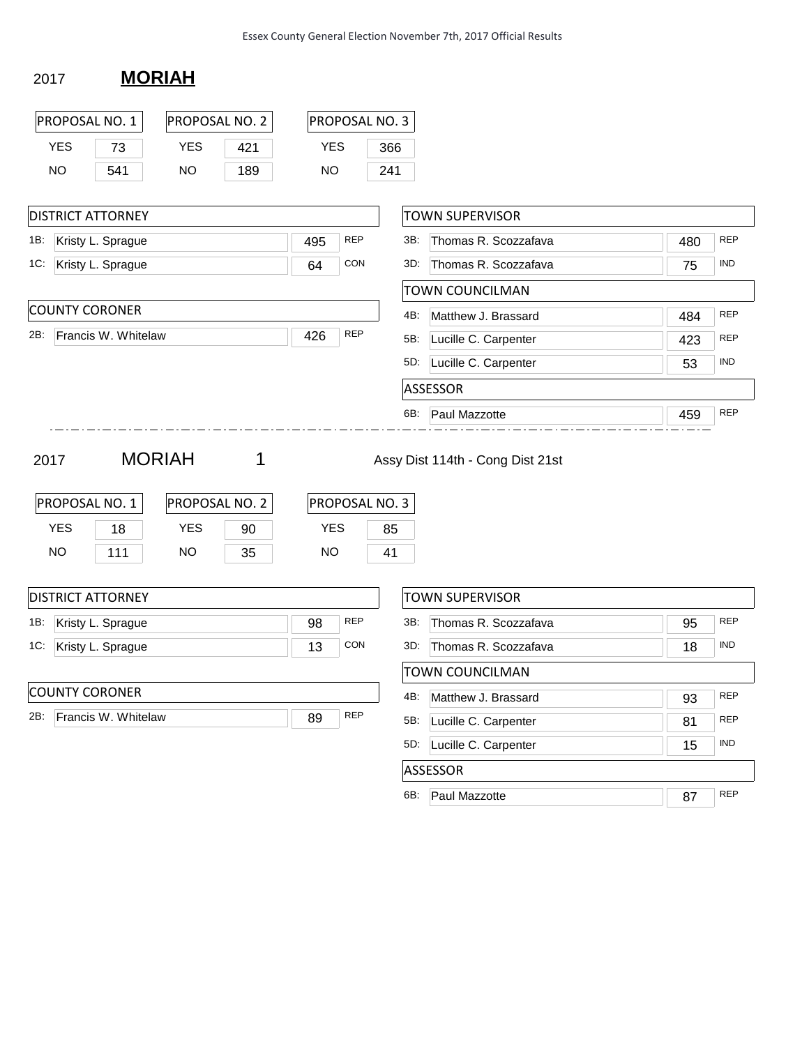2017 **MORIAH**

| PROPOSAL NO. 1 | | PROPOSAL NO. 2 | | PROPOSAL NO. 3 | |
|---|---|---|---|---|---|
| YES | 73 | YES | 421 | YES | 366 |
| NO | 541 | NO | 189 | NO | 241 |

**DISTRICT ATTORNEY**

| | | | |
|---|---|---|---|
| 1B: | Kristy L. Sprague | 495 | REP |
| 1C: | Kristy L. Sprague | 64 | CON |

**COUNTY CORONER**

| | | | |
|---|---|---|---|
| 2B: | Francis W. Whitelaw | 426 | REP |

**TOWN SUPERVISOR**

| | | | |
|---|---|---|---|
| 3B: | Thomas R. Scozzafava | 480 | REP |
| 3D: | Thomas R. Scozzafava | 75 | IND |

**TOWN COUNCILMAN**

| | | | |
|---|---|---|---|
| 4B: | Matthew J. Brassard | 484 | REP |
| 5B: | Lucille C. Carpenter | 423 | REP |
| 5D: | Lucille C. Carpenter | 53 | IND |

**ASSESSOR**

| | | | |
|---|---|---|---|
| 6B: | Paul Mazzotte | 459 | REP |

---

2017 MORIAH 1 Assy Dist 114th - Cong Dist 21st

| PROPOSAL NO. 1 | | PROPOSAL NO. 2 | | PROPOSAL NO. 3 | |
|---|---|---|---|---|---|
| YES | 18 | YES | 90 | YES | 85 |
| NO | 111 | NO | 35 | NO | 41 |

**DISTRICT ATTORNEY**

| | | | |
|---|---|---|---|
| 1B: | Kristy L. Sprague | 98 | REP |
| 1C: | Kristy L. Sprague | 13 | CON |

**COUNTY CORONER**

| | | | |
|---|---|---|---|
| 2B: | Francis W. Whitelaw | 89 | REP |

**TOWN SUPERVISOR**

| | | | |
|---|---|---|---|
| 3B: | Thomas R. Scozzafava | 95 | REP |
| 3D: | Thomas R. Scozzafava | 18 | IND |

**TOWN COUNCILMAN**

| | | | |
|---|---|---|---|
| 4B: | Matthew J. Brassard | 93 | REP |
| 5B: | Lucille C. Carpenter | 81 | REP |
| 5D: | Lucille C. Carpenter | 15 | IND |

**ASSESSOR**

| | | | |
|---|---|---|---|
| 6B: | Paul Mazzotte | 87 | REP |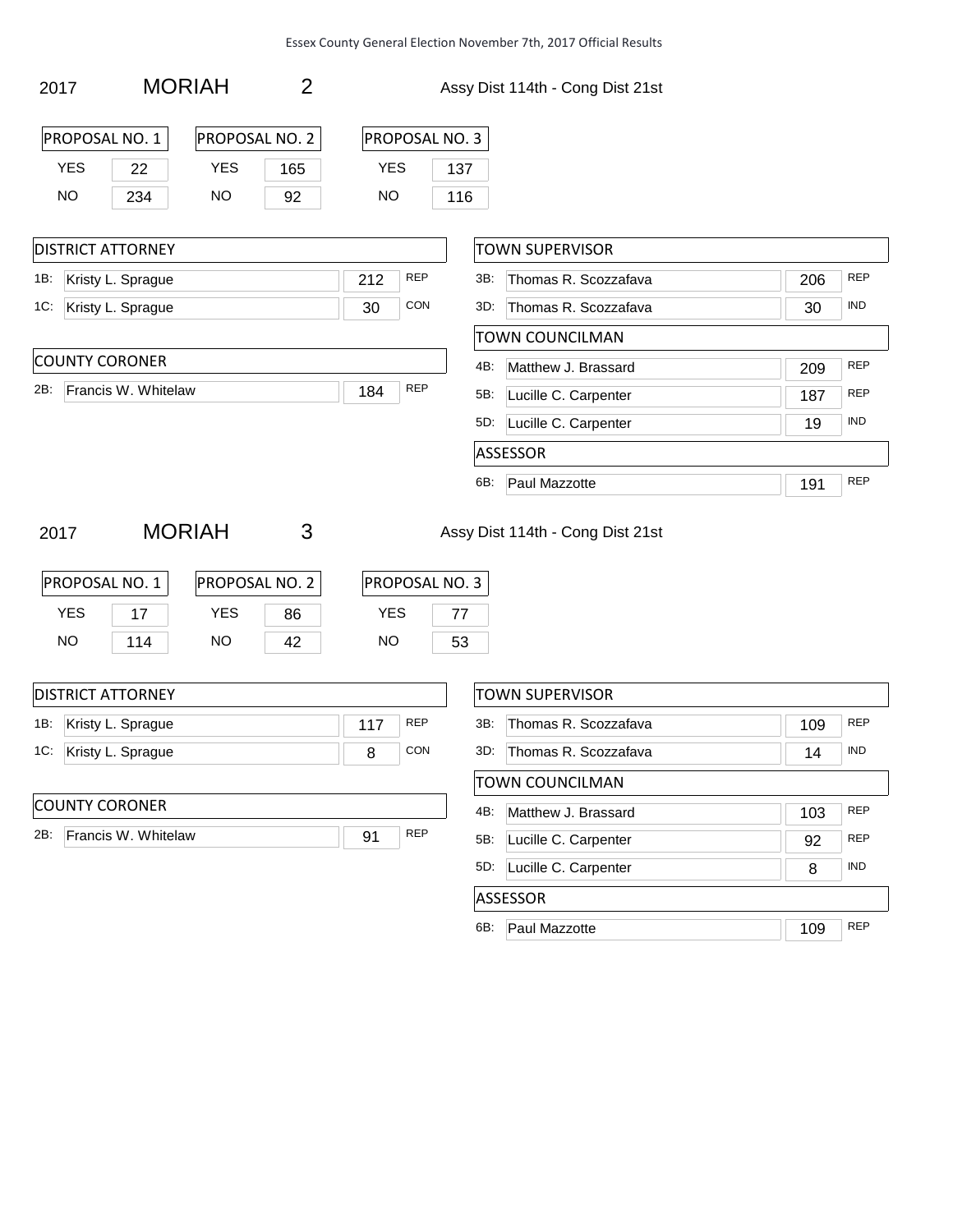## 2017 MORIAH 2

Assy Dist 114th - Cong Dist 21st

| PROPOSAL NO. 1 | | PROPOSAL NO. 2 | | PROPOSAL NO. 3 | |
|---|---|---|---|---|---|
| YES | 22 | YES | 165 | YES | 137 |
| NO | 234 | NO | 92 | NO | 116 |

**DISTRICT ATTORNEY**

| | | | |
|---|---|---|---|
| 1B: | Kristy L. Sprague | 212 | REP |
| 1C: | Kristy L. Sprague | 30 | CON |

**COUNTY CORONER**

| | | | |
|---|---|---|---|
| 2B: | Francis W. Whitelaw | 184 | REP |

**TOWN SUPERVISOR**

| | | | |
|---|---|---|---|
| 3B: | Thomas R. Scozzafava | 206 | REP |
| 3D: | Thomas R. Scozzafava | 30 | IND |

**TOWN COUNCILMAN**

| | | | |
|---|---|---|---|
| 4B: | Matthew J. Brassard | 209 | REP |
| 5B: | Lucille C. Carpenter | 187 | REP |
| 5D: | Lucille C. Carpenter | 19 | IND |

**ASSESSOR**

| | | | |
|---|---|---|---|
| 6B: | Paul Mazzotte | 191 | REP |

## 2017 MORIAH 3

Assy Dist 114th - Cong Dist 21st

| PROPOSAL NO. 1 | | PROPOSAL NO. 2 | | PROPOSAL NO. 3 | |
|---|---|---|---|---|---|
| YES | 17 | YES | 86 | YES | 77 |
| NO | 114 | NO | 42 | NO | 53 |

**DISTRICT ATTORNEY**

| | | | |
|---|---|---|---|
| 1B: | Kristy L. Sprague | 117 | REP |
| 1C: | Kristy L. Sprague | 8 | CON |

**COUNTY CORONER**

| | | | |
|---|---|---|---|
| 2B: | Francis W. Whitelaw | 91 | REP |

**TOWN SUPERVISOR**

| | | | |
|---|---|---|---|
| 3B: | Thomas R. Scozzafava | 109 | REP |
| 3D: | Thomas R. Scozzafava | 14 | IND |

**TOWN COUNCILMAN**

| | | | |
|---|---|---|---|
| 4B: | Matthew J. Brassard | 103 | REP |
| 5B: | Lucille C. Carpenter | 92 | REP |
| 5D: | Lucille C. Carpenter | 8 | IND |

**ASSESSOR**

| | | | |
|---|---|---|---|
| 6B: | Paul Mazzotte | 109 | REP |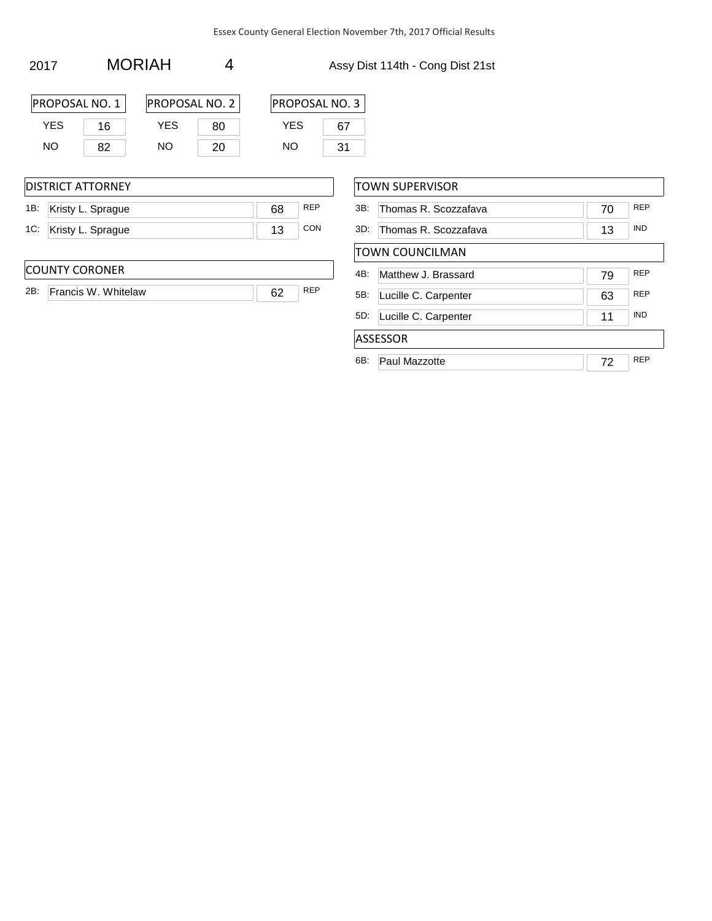2017 MORIAH 4 Assy Dist 114th - Cong Dist 21st

| PROPOSAL NO. 1 | |
|---|---|
| YES | 16 |
| NO | 82 |

| PROPOSAL NO. 2 | |
|---|---|
| YES | 80 |
| NO | 20 |

| PROPOSAL NO. 3 | |
|---|---|
| YES | 67 |
| NO | 31 |

## DISTRICT ATTORNEY

| | | | |
|---|---|---|---|
| 1B: | Kristy L. Sprague | 68 | REP |
| 1C: | Kristy L. Sprague | 13 | CON |

## COUNTY CORONER

| | | | |
|---|---|---|---|
| 2B: | Francis W. Whitelaw | 62 | REP |

## TOWN SUPERVISOR

| | | | |
|---|---|---|---|
| 3B: | Thomas R. Scozzafava | 70 | REP |
| 3D: | Thomas R. Scozzafava | 13 | IND |

## TOWN COUNCILMAN

| | | | |
|---|---|---|---|
| 4B: | Matthew J. Brassard | 79 | REP |
| 5B: | Lucille C. Carpenter | 63 | REP |
| 5D: | Lucille C. Carpenter | 11 | IND |

## ASSESSOR

| | | | |
|---|---|---|---|
| 6B: | Paul Mazzotte | 72 | REP |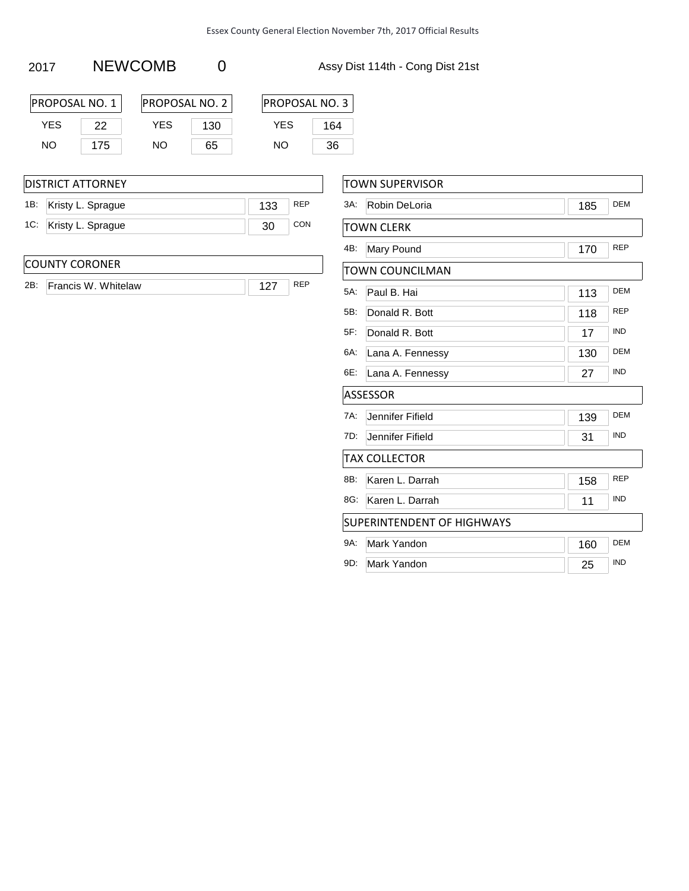Essex County General Election November 7th, 2017 Official Results

2017 NEWCOMB 0 Assy Dist 114th - Cong Dist 21st

| PROPOSAL NO. 1 | |
|---|---|
| YES | 22 |
| NO | 175 |

| PROPOSAL NO. 2 | |
|---|---|
| YES | 130 |
| NO | 65 |

| PROPOSAL NO. 3 | |
|---|---|
| YES | 164 |
| NO | 36 |

**DISTRICT ATTORNEY**

| | | | |
|---|---|---|---|
| 1B: | Kristy L. Sprague | 133 | REP |
| 1C: | Kristy L. Sprague | 30 | CON |

**COUNTY CORONER**

| | | | |
|---|---|---|---|
| 2B: | Francis W. Whitelaw | 127 | REP |

**TOWN SUPERVISOR**

| | | | |
|---|---|---|---|
| 3A: | Robin DeLoria | 185 | DEM |

**TOWN CLERK**

| | | | |
|---|---|---|---|
| 4B: | Mary Pound | 170 | REP |

**TOWN COUNCILMAN**

| | | | |
|---|---|---|---|
| 5A: | Paul B. Hai | 113 | DEM |
| 5B: | Donald R. Bott | 118 | REP |
| 5F: | Donald R. Bott | 17 | IND |
| 6A: | Lana A. Fennessy | 130 | DEM |
| 6E: | Lana A. Fennessy | 27 | IND |

**ASSESSOR**

| | | | |
|---|---|---|---|
| 7A: | Jennifer Fifield | 139 | DEM |
| 7D: | Jennifer Fifield | 31 | IND |

**TAX COLLECTOR**

| | | | |
|---|---|---|---|
| 8B: | Karen L. Darrah | 158 | REP |
| 8G: | Karen L. Darrah | 11 | IND |

**SUPERINTENDENT OF HIGHWAYS**

| | | | |
|---|---|---|---|
| 9A: | Mark Yandon | 160 | DEM |
| 9D: | Mark Yandon | 25 | IND |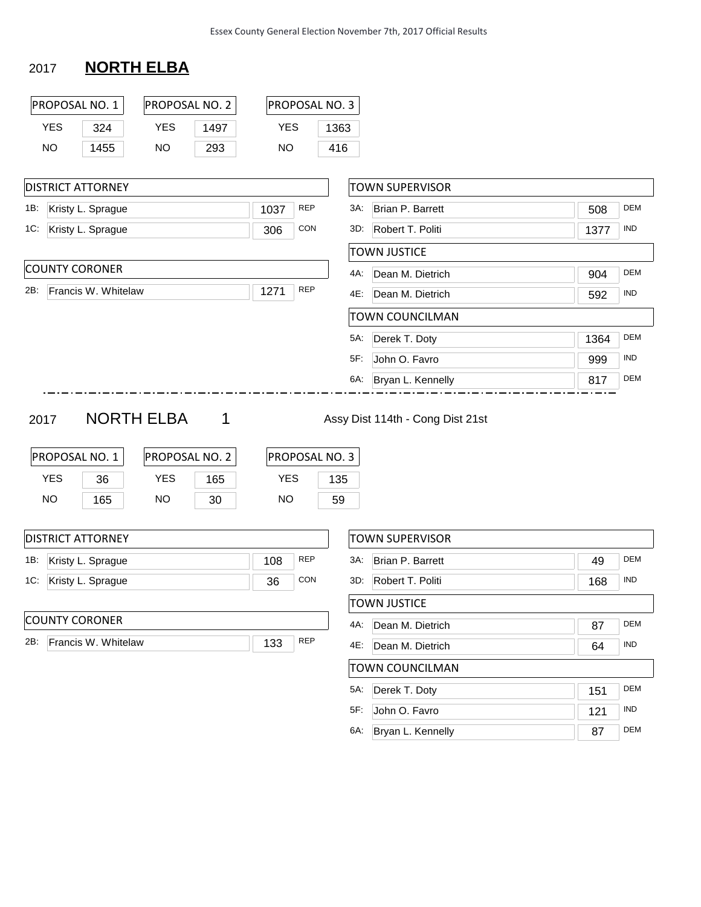## 2017 **NORTH ELBA**

| PROPOSAL NO. 1 | | PROPOSAL NO. 2 | | PROPOSAL NO. 3 | |
|---|---|---|---|---|---|
| YES | 324 | YES | 1497 | YES | 1363 |
| NO | 1455 | NO | 293 | NO | 416 |

**DISTRICT ATTORNEY**

| | | | |
|---|---|---|---|
| 1B: | Kristy L. Sprague | 1037 | REP |
| 1C: | Kristy L. Sprague | 306 | CON |

**COUNTY CORONER**

| | | | |
|---|---|---|---|
| 2B: | Francis W. Whitelaw | 1271 | REP |

**TOWN SUPERVISOR**

| | | | |
|---|---|---|---|
| 3A: | Brian P. Barrett | 508 | DEM |
| 3D: | Robert T. Politi | 1377 | IND |

**TOWN JUSTICE**

| | | | |
|---|---|---|---|
| 4A: | Dean M. Dietrich | 904 | DEM |
| 4E: | Dean M. Dietrich | 592 | IND |

**TOWN COUNCILMAN**

| | | | |
|---|---|---|---|
| 5A: | Derek T. Doty | 1364 | DEM |
| 5F: | John O. Favro | 999 | IND |
| 6A: | Bryan L. Kennelly | 817 | DEM |

---

## 2017 NORTH ELBA 1

Assy Dist 114th - Cong Dist 21st

| PROPOSAL NO. 1 | | PROPOSAL NO. 2 | | PROPOSAL NO. 3 | |
|---|---|---|---|---|---|
| YES | 36 | YES | 165 | YES | 135 |
| NO | 165 | NO | 30 | NO | 59 |

**DISTRICT ATTORNEY**

| | | | |
|---|---|---|---|
| 1B: | Kristy L. Sprague | 108 | REP |
| 1C: | Kristy L. Sprague | 36 | CON |

**COUNTY CORONER**

| | | | |
|---|---|---|---|
| 2B: | Francis W. Whitelaw | 133 | REP |

**TOWN SUPERVISOR**

| | | | |
|---|---|---|---|
| 3A: | Brian P. Barrett | 49 | DEM |
| 3D: | Robert T. Politi | 168 | IND |

**TOWN JUSTICE**

| | | | |
|---|---|---|---|
| 4A: | Dean M. Dietrich | 87 | DEM |
| 4E: | Dean M. Dietrich | 64 | IND |

**TOWN COUNCILMAN**

| | | | |
|---|---|---|---|
| 5A: | Derek T. Doty | 151 | DEM |
| 5F: | John O. Favro | 121 | IND |
| 6A: | Bryan L. Kennelly | 87 | DEM |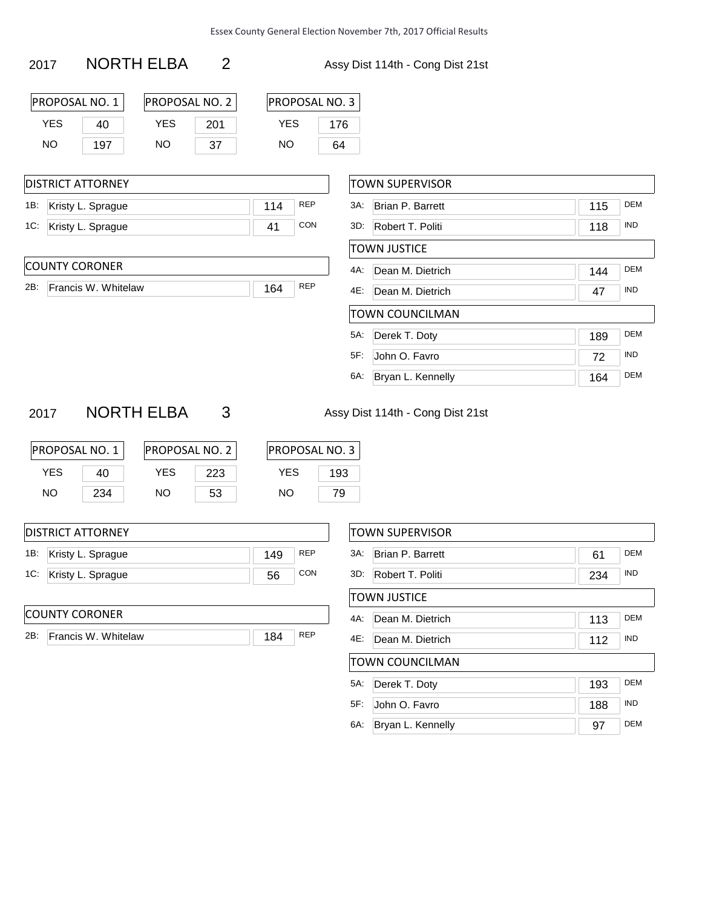## 2017 NORTH ELBA 2

Assy Dist 114th - Cong Dist 21st

| PROPOSAL NO. 1 | | PROPOSAL NO. 2 | | PROPOSAL NO. 3 | |
|---|---|---|---|---|---|
| YES | 40 | YES | 201 | YES | 176 |
| NO | 197 | NO | 37 | NO | 64 |

| DISTRICT ATTORNEY | | | |
|---|---|---|---|
| 1B: | Kristy L. Sprague | 114 | REP |
| 1C: | Kristy L. Sprague | 41 | CON |

| COUNTY CORONER | | | |
|---|---|---|---|
| 2B: | Francis W. Whitelaw | 164 | REP |

| TOWN SUPERVISOR | | | |
|---|---|---|---|
| 3A: | Brian P. Barrett | 115 | DEM |
| 3D: | Robert T. Politi | 118 | IND |

| TOWN JUSTICE | | | |
|---|---|---|---|
| 4A: | Dean M. Dietrich | 144 | DEM |
| 4E: | Dean M. Dietrich | 47 | IND |

| TOWN COUNCILMAN | | | |
|---|---|---|---|
| 5A: | Derek T. Doty | 189 | DEM |
| 5F: | John O. Favro | 72 | IND |
| 6A: | Bryan L. Kennelly | 164 | DEM |

## 2017 NORTH ELBA 3

Assy Dist 114th - Cong Dist 21st

| PROPOSAL NO. 1 | | PROPOSAL NO. 2 | | PROPOSAL NO. 3 | |
|---|---|---|---|---|---|
| YES | 40 | YES | 223 | YES | 193 |
| NO | 234 | NO | 53 | NO | 79 |

| DISTRICT ATTORNEY | | | |
|---|---|---|---|
| 1B: | Kristy L. Sprague | 149 | REP |
| 1C: | Kristy L. Sprague | 56 | CON |

| COUNTY CORONER | | | |
|---|---|---|---|
| 2B: | Francis W. Whitelaw | 184 | REP |

| TOWN SUPERVISOR | | | |
|---|---|---|---|
| 3A: | Brian P. Barrett | 61 | DEM |
| 3D: | Robert T. Politi | 234 | IND |

| TOWN JUSTICE | | | |
|---|---|---|---|
| 4A: | Dean M. Dietrich | 113 | DEM |
| 4E: | Dean M. Dietrich | 112 | IND |

| TOWN COUNCILMAN | | | |
|---|---|---|---|
| 5A: | Derek T. Doty | 193 | DEM |
| 5F: | John O. Favro | 188 | IND |
| 6A: | Bryan L. Kennelly | 97 | DEM |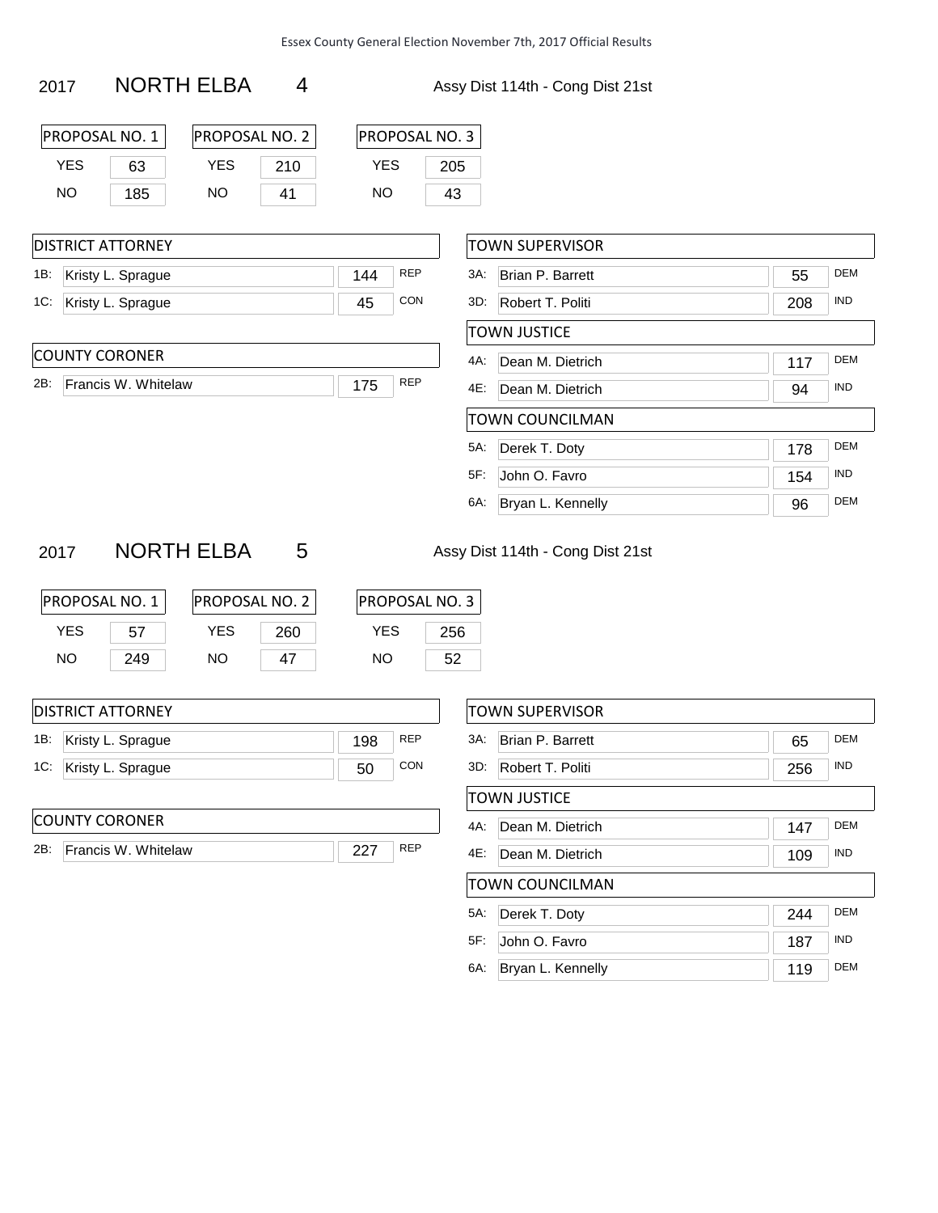## 2017 NORTH ELBA 4

Assy Dist 114th - Cong Dist 21st

| PROPOSAL NO. 1 | | PROPOSAL NO. 2 | | PROPOSAL NO. 3 | |
|---|---|---|---|---|---|
| YES | 63 | YES | 210 | YES | 205 |
| NO | 185 | NO | 41 | NO | 43 |

**DISTRICT ATTORNEY**

| | | | |
|---|---|---|---|
| 1B: | Kristy L. Sprague | 144 | REP |
| 1C: | Kristy L. Sprague | 45 | CON |

**COUNTY CORONER**

| | | | |
|---|---|---|---|
| 2B: | Francis W. Whitelaw | 175 | REP |

**TOWN SUPERVISOR**

| | | | |
|---|---|---|---|
| 3A: | Brian P. Barrett | 55 | DEM |
| 3D: | Robert T. Politi | 208 | IND |

**TOWN JUSTICE**

| | | | |
|---|---|---|---|
| 4A: | Dean M. Dietrich | 117 | DEM |
| 4E: | Dean M. Dietrich | 94 | IND |

**TOWN COUNCILMAN**

| | | | |
|---|---|---|---|
| 5A: | Derek T. Doty | 178 | DEM |
| 5F: | John O. Favro | 154 | IND |
| 6A: | Bryan L. Kennelly | 96 | DEM |

## 2017 NORTH ELBA 5

Assy Dist 114th - Cong Dist 21st

| PROPOSAL NO. 1 | | PROPOSAL NO. 2 | | PROPOSAL NO. 3 | |
|---|---|---|---|---|---|
| YES | 57 | YES | 260 | YES | 256 |
| NO | 249 | NO | 47 | NO | 52 |

**DISTRICT ATTORNEY**

| | | | |
|---|---|---|---|
| 1B: | Kristy L. Sprague | 198 | REP |
| 1C: | Kristy L. Sprague | 50 | CON |

**COUNTY CORONER**

| | | | |
|---|---|---|---|
| 2B: | Francis W. Whitelaw | 227 | REP |

**TOWN SUPERVISOR**

| | | | |
|---|---|---|---|
| 3A: | Brian P. Barrett | 65 | DEM |
| 3D: | Robert T. Politi | 256 | IND |

**TOWN JUSTICE**

| | | | |
|---|---|---|---|
| 4A: | Dean M. Dietrich | 147 | DEM |
| 4E: | Dean M. Dietrich | 109 | IND |

**TOWN COUNCILMAN**

| | | | |
|---|---|---|---|
| 5A: | Derek T. Doty | 244 | DEM |
| 5F: | John O. Favro | 187 | IND |
| 6A: | Bryan L. Kennelly | 119 | DEM |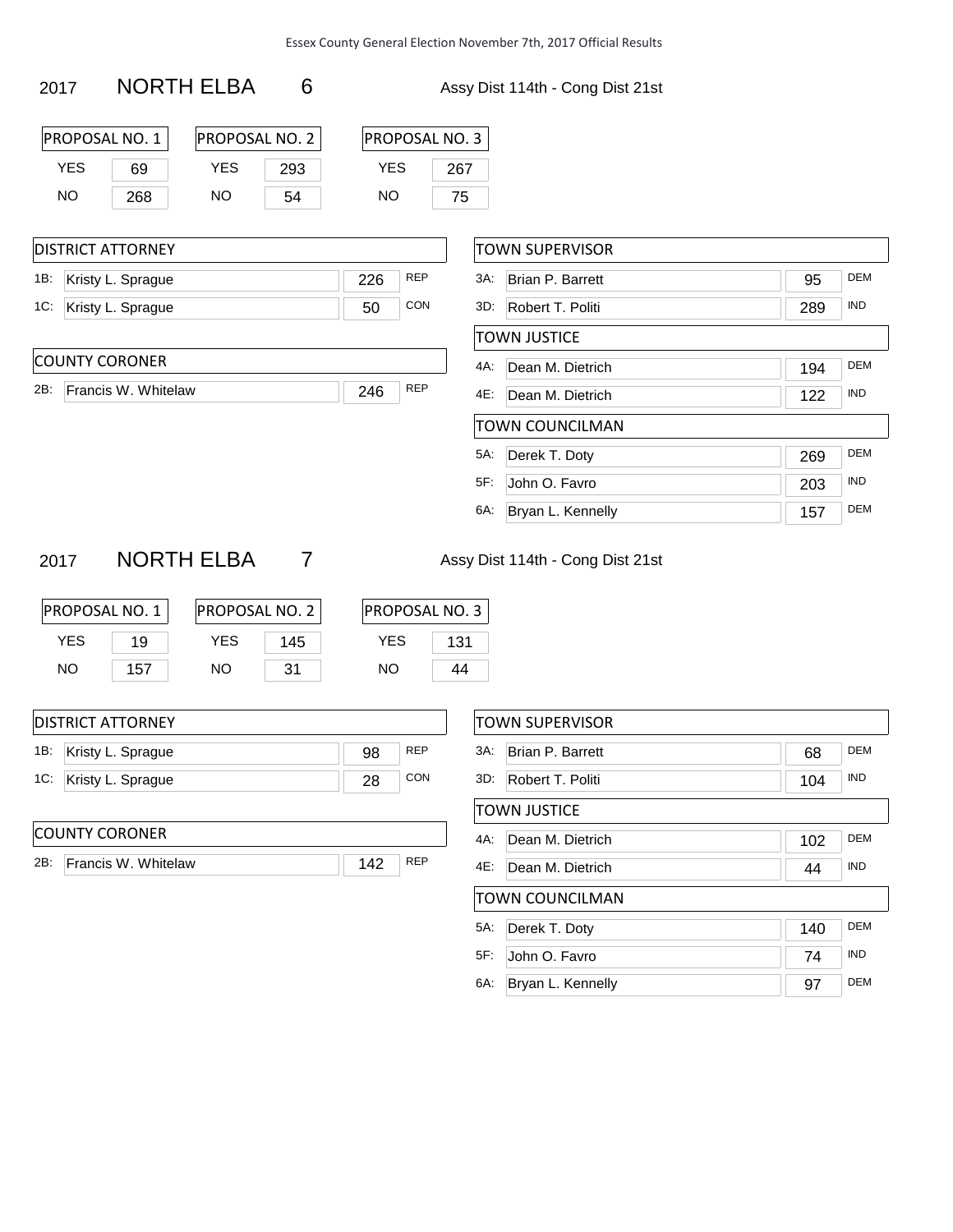## 2017 NORTH ELBA 6

Assy Dist 114th - Cong Dist 21st

| PROPOSAL NO. 1 | |
|---|---|
| YES | 69 |
| NO | 268 |

| PROPOSAL NO. 2 | |
|---|---|
| YES | 293 |
| NO | 54 |

| PROPOSAL NO. 3 | |
|---|---|
| YES | 267 |
| NO | 75 |

**DISTRICT ATTORNEY**

| | | | |
|---|---|---|---|
| 1B: | Kristy L. Sprague | 226 | REP |
| 1C: | Kristy L. Sprague | 50 | CON |

**COUNTY CORONER**

| | | | |
|---|---|---|---|
| 2B: | Francis W. Whitelaw | 246 | REP |

**TOWN SUPERVISOR**

| | | | |
|---|---|---|---|
| 3A: | Brian P. Barrett | 95 | DEM |
| 3D: | Robert T. Politi | 289 | IND |

**TOWN JUSTICE**

| | | | |
|---|---|---|---|
| 4A: | Dean M. Dietrich | 194 | DEM |
| 4E: | Dean M. Dietrich | 122 | IND |

**TOWN COUNCILMAN**

| | | | |
|---|---|---|---|
| 5A: | Derek T. Doty | 269 | DEM |
| 5F: | John O. Favro | 203 | IND |
| 6A: | Bryan L. Kennelly | 157 | DEM |

## 2017 NORTH ELBA 7

Assy Dist 114th - Cong Dist 21st

| PROPOSAL NO. 1 | |
|---|---|
| YES | 19 |
| NO | 157 |

| PROPOSAL NO. 2 | |
|---|---|
| YES | 145 |
| NO | 31 |

| PROPOSAL NO. 3 | |
|---|---|
| YES | 131 |
| NO | 44 |

**DISTRICT ATTORNEY**

| | | | |
|---|---|---|---|
| 1B: | Kristy L. Sprague | 98 | REP |
| 1C: | Kristy L. Sprague | 28 | CON |

**COUNTY CORONER**

| | | | |
|---|---|---|---|
| 2B: | Francis W. Whitelaw | 142 | REP |

**TOWN SUPERVISOR**

| | | | |
|---|---|---|---|
| 3A: | Brian P. Barrett | 68 | DEM |
| 3D: | Robert T. Politi | 104 | IND |

**TOWN JUSTICE**

| | | | |
|---|---|---|---|
| 4A: | Dean M. Dietrich | 102 | DEM |
| 4E: | Dean M. Dietrich | 44 | IND |

**TOWN COUNCILMAN**

| | | | |
|---|---|---|---|
| 5A: | Derek T. Doty | 140 | DEM |
| 5F: | John O. Favro | 74 | IND |
| 6A: | Bryan L. Kennelly | 97 | DEM |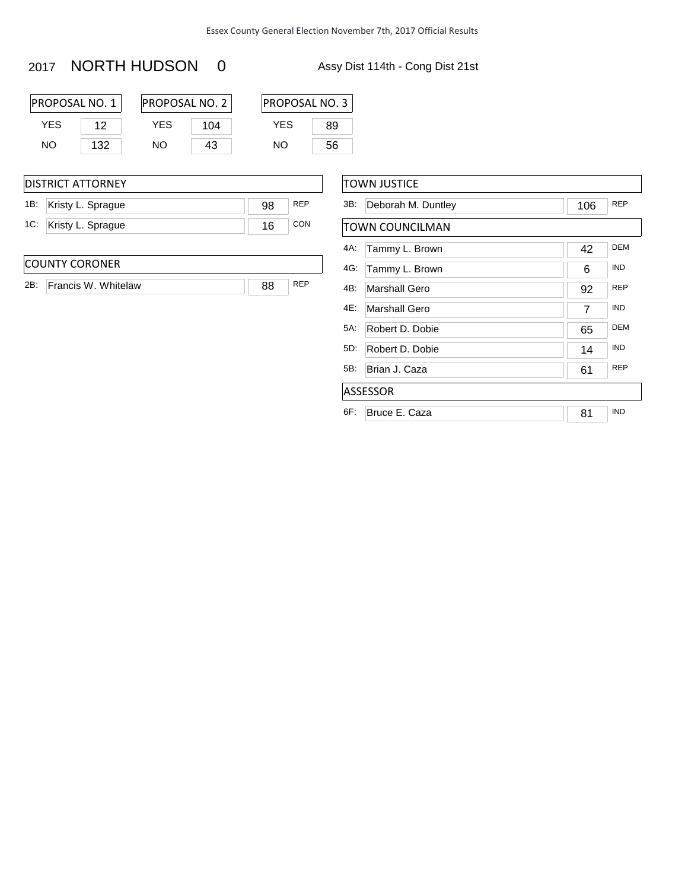# 2017 NORTH HUDSON 0

Assy Dist 114th - Cong Dist 21st

| PROPOSAL NO. 1 | |
|---|---|
| YES | 12 |
| NO | 132 |

| PROPOSAL NO. 2 | |
|---|---|
| YES | 104 |
| NO | 43 |

| PROPOSAL NO. 3 | |
|---|---|
| YES | 89 |
| NO | 56 |

### DISTRICT ATTORNEY

| | | | |
|---|---|---|---|
| 1B: | Kristy L. Sprague | 98 | REP |
| 1C: | Kristy L. Sprague | 16 | CON |

### COUNTY CORONER

| | | | |
|---|---|---|---|
| 2B: | Francis W. Whitelaw | 88 | REP |

### TOWN JUSTICE

| | | | |
|---|---|---|---|
| 3B: | Deborah M. Duntley | 106 | REP |

### TOWN COUNCILMAN

| | | | |
|---|---|---|---|
| 4A: | Tammy L. Brown | 42 | DEM |
| 4G: | Tammy L. Brown | 6 | IND |
| 4B: | Marshall Gero | 92 | REP |
| 4E: | Marshall Gero | 7 | IND |
| 5A: | Robert D. Dobie | 65 | DEM |
| 5D: | Robert D. Dobie | 14 | IND |
| 5B: | Brian J. Caza | 61 | REP |

### ASSESSOR

| | | | |
|---|---|---|---|
| 6F: | Bruce E. Caza | 81 | IND |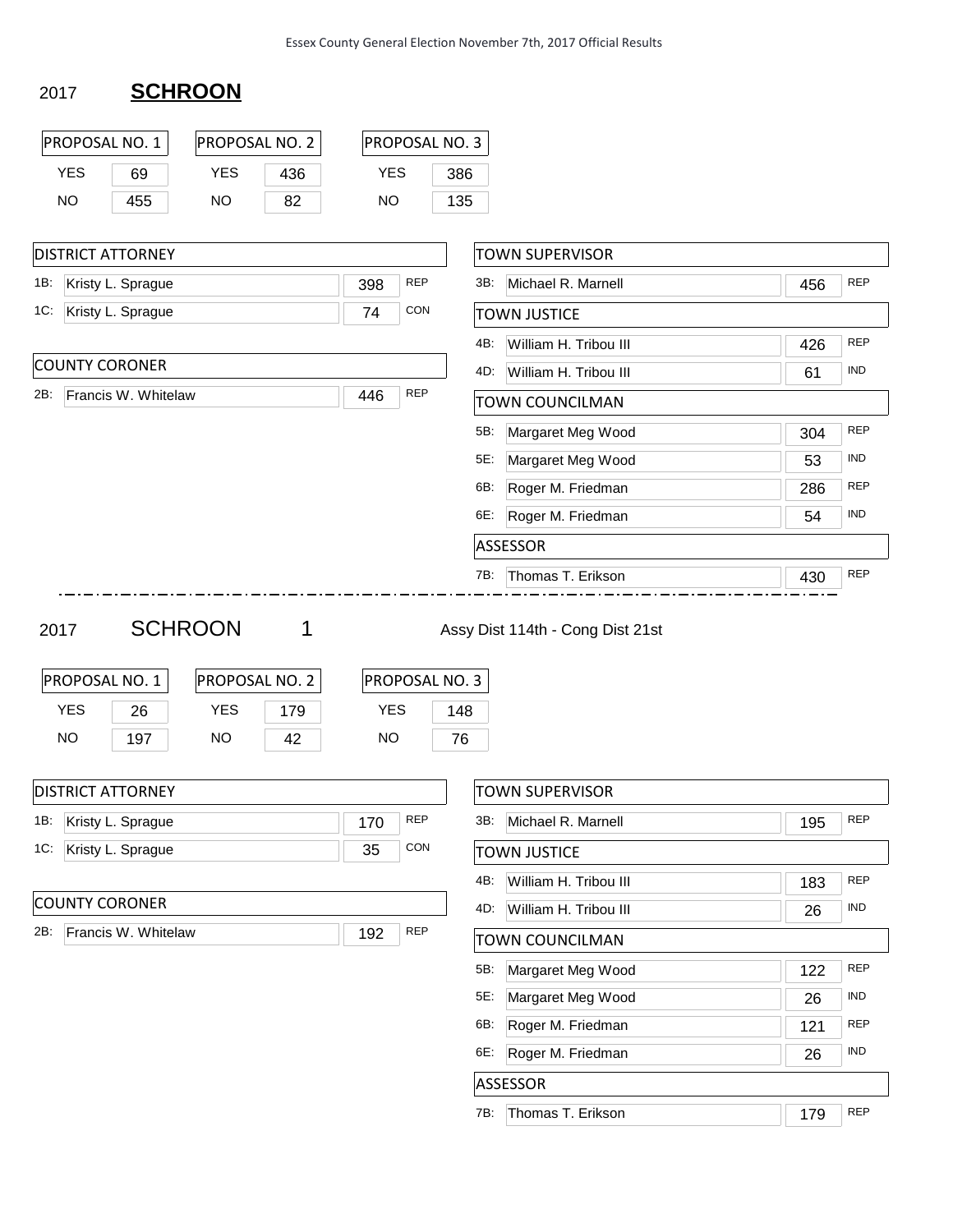2017 **SCHROON**

| PROPOSAL NO. 1 | | PROPOSAL NO. 2 | | PROPOSAL NO. 3 | |
|---|---|---|---|---|---|
| YES | 69 | YES | 436 | YES | 386 |
| NO | 455 | NO | 82 | NO | 135 |

| DISTRICT ATTORNEY | | | |
|---|---|---|---|
| 1B: | Kristy L. Sprague | 398 | REP |
| 1C: | Kristy L. Sprague | 74 | CON |

| COUNTY CORONER | | | |
|---|---|---|---|
| 2B: | Francis W. Whitelaw | 446 | REP |

| TOWN SUPERVISOR | | | |
|---|---|---|---|
| 3B: | Michael R. Marnell | 456 | REP |
| **TOWN JUSTICE** | | | |
| 4B: | William H. Tribou III | 426 | REP |
| 4D: | William H. Tribou III | 61 | IND |
| **TOWN COUNCILMAN** | | | |
| 5B: | Margaret Meg Wood | 304 | REP |
| 5E: | Margaret Meg Wood | 53 | IND |
| 6B: | Roger M. Friedman | 286 | REP |
| 6E: | Roger M. Friedman | 54 | IND |
| **ASSESSOR** | | | |
| 7B: | Thomas T. Erikson | 430 | REP |

---

2017 SCHROON 1 Assy Dist 114th - Cong Dist 21st

| PROPOSAL NO. 1 | | PROPOSAL NO. 2 | | PROPOSAL NO. 3 | |
|---|---|---|---|---|---|
| YES | 26 | YES | 179 | YES | 148 |
| NO | 197 | NO | 42 | NO | 76 |

| DISTRICT ATTORNEY | | | |
|---|---|---|---|
| 1B: | Kristy L. Sprague | 170 | REP |
| 1C: | Kristy L. Sprague | 35 | CON |

| COUNTY CORONER | | | |
|---|---|---|---|
| 2B: | Francis W. Whitelaw | 192 | REP |

| TOWN SUPERVISOR | | | |
|---|---|---|---|
| 3B: | Michael R. Marnell | 195 | REP |
| **TOWN JUSTICE** | | | |
| 4B: | William H. Tribou III | 183 | REP |
| 4D: | William H. Tribou III | 26 | IND |
| **TOWN COUNCILMAN** | | | |
| 5B: | Margaret Meg Wood | 122 | REP |
| 5E: | Margaret Meg Wood | 26 | IND |
| 6B: | Roger M. Friedman | 121 | REP |
| 6E: | Roger M. Friedman | 26 | IND |
| **ASSESSOR** | | | |
| 7B: | Thomas T. Erikson | 179 | REP |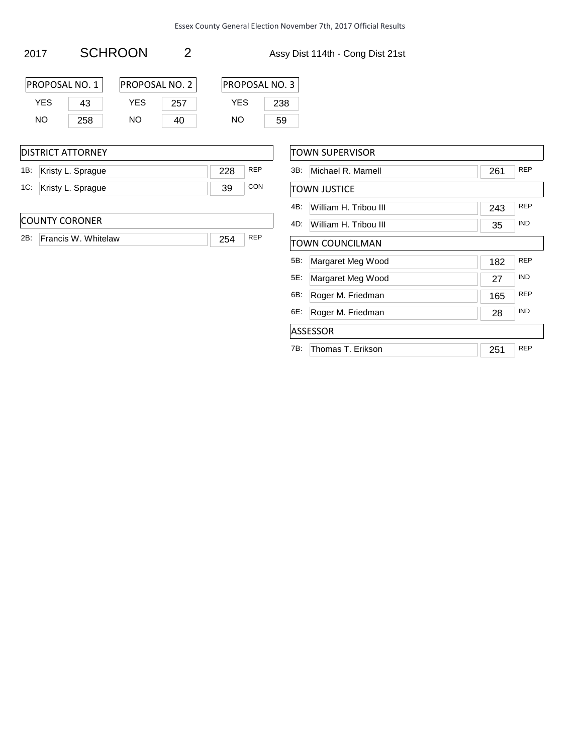Essex County General Election November 7th, 2017 Official Results

2017 SCHROON 2 Assy Dist 114th - Cong Dist 21st

| PROPOSAL NO. 1 | |
|---|---|
| YES | 43 |
| NO | 258 |

| PROPOSAL NO. 2 | |
|---|---|
| YES | 257 |
| NO | 40 |

| PROPOSAL NO. 3 | |
|---|---|
| YES | 238 |
| NO | 59 |

**DISTRICT ATTORNEY**

| | | | |
|---|---|---|---|
| 1B: | Kristy L. Sprague | 228 | REP |
| 1C: | Kristy L. Sprague | 39 | CON |

**COUNTY CORONER**

| | | | |
|---|---|---|---|
| 2B: | Francis W. Whitelaw | 254 | REP |

**TOWN SUPERVISOR**

| | | | |
|---|---|---|---|
| 3B: | Michael R. Marnell | 261 | REP |

**TOWN JUSTICE**

| | | | |
|---|---|---|---|
| 4B: | William H. Tribou III | 243 | REP |
| 4D: | William H. Tribou III | 35 | IND |

**TOWN COUNCILMAN**

| | | | |
|---|---|---|---|
| 5B: | Margaret Meg Wood | 182 | REP |
| 5E: | Margaret Meg Wood | 27 | IND |
| 6B: | Roger M. Friedman | 165 | REP |
| 6E: | Roger M. Friedman | 28 | IND |

**ASSESSOR**

| | | | |
|---|---|---|---|
| 7B: | Thomas T. Erikson | 251 | REP |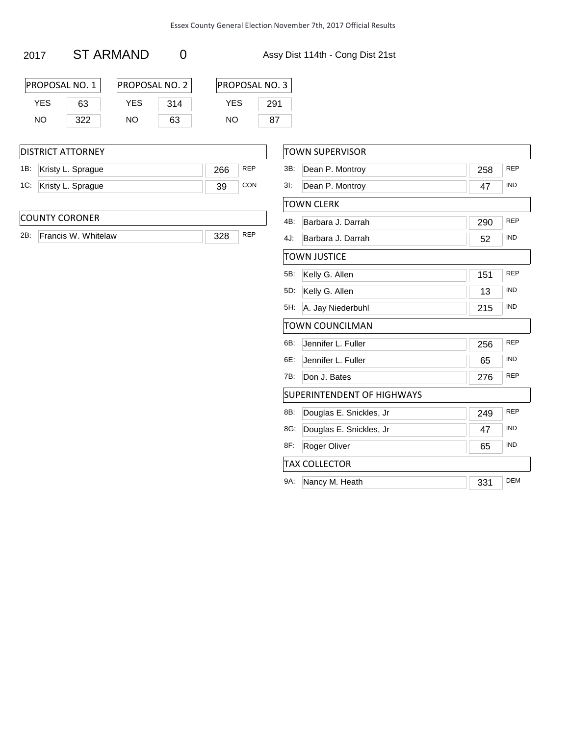2017 ST ARMAND 0 Assy Dist 114th - Cong Dist 21st

| PROPOSAL NO. 1 | |
| --- | --- |
| YES | 63 |
| NO | 322 |

| PROPOSAL NO. 2 | |
| --- | --- |
| YES | 314 |
| NO | 63 |

| PROPOSAL NO. 3 | |
| --- | --- |
| YES | 291 |
| NO | 87 |

| DISTRICT ATTORNEY | | | |
| --- | --- | --- | --- |
| 1B: | Kristy L. Sprague | 266 | REP |
| 1C: | Kristy L. Sprague | 39 | CON |

| COUNTY CORONER | | | |
| --- | --- | --- | --- |
| 2B: | Francis W. Whitelaw | 328 | REP |

| TOWN SUPERVISOR | | | |
| --- | --- | --- | --- |
| 3B: | Dean P. Montroy | 258 | REP |
| 3I: | Dean P. Montroy | 47 | IND |

| TOWN CLERK | | | |
| --- | --- | --- | --- |
| 4B: | Barbara J. Darrah | 290 | REP |
| 4J: | Barbara J. Darrah | 52 | IND |

| TOWN JUSTICE | | | |
| --- | --- | --- | --- |
| 5B: | Kelly G. Allen | 151 | REP |
| 5D: | Kelly G. Allen | 13 | IND |
| 5H: | A. Jay Niederbuhl | 215 | IND |

| TOWN COUNCILMAN | | | |
| --- | --- | --- | --- |
| 6B: | Jennifer L. Fuller | 256 | REP |
| 6E: | Jennifer L. Fuller | 65 | IND |
| 7B: | Don J. Bates | 276 | REP |

| SUPERINTENDENT OF HIGHWAYS | | | |
| --- | --- | --- | --- |
| 8B: | Douglas E. Snickles, Jr | 249 | REP |
| 8G: | Douglas E. Snickles, Jr | 47 | IND |
| 8F: | Roger Oliver | 65 | IND |

| TAX COLLECTOR | | | |
| --- | --- | --- | --- |
| 9A: | Nancy M. Heath | 331 | DEM |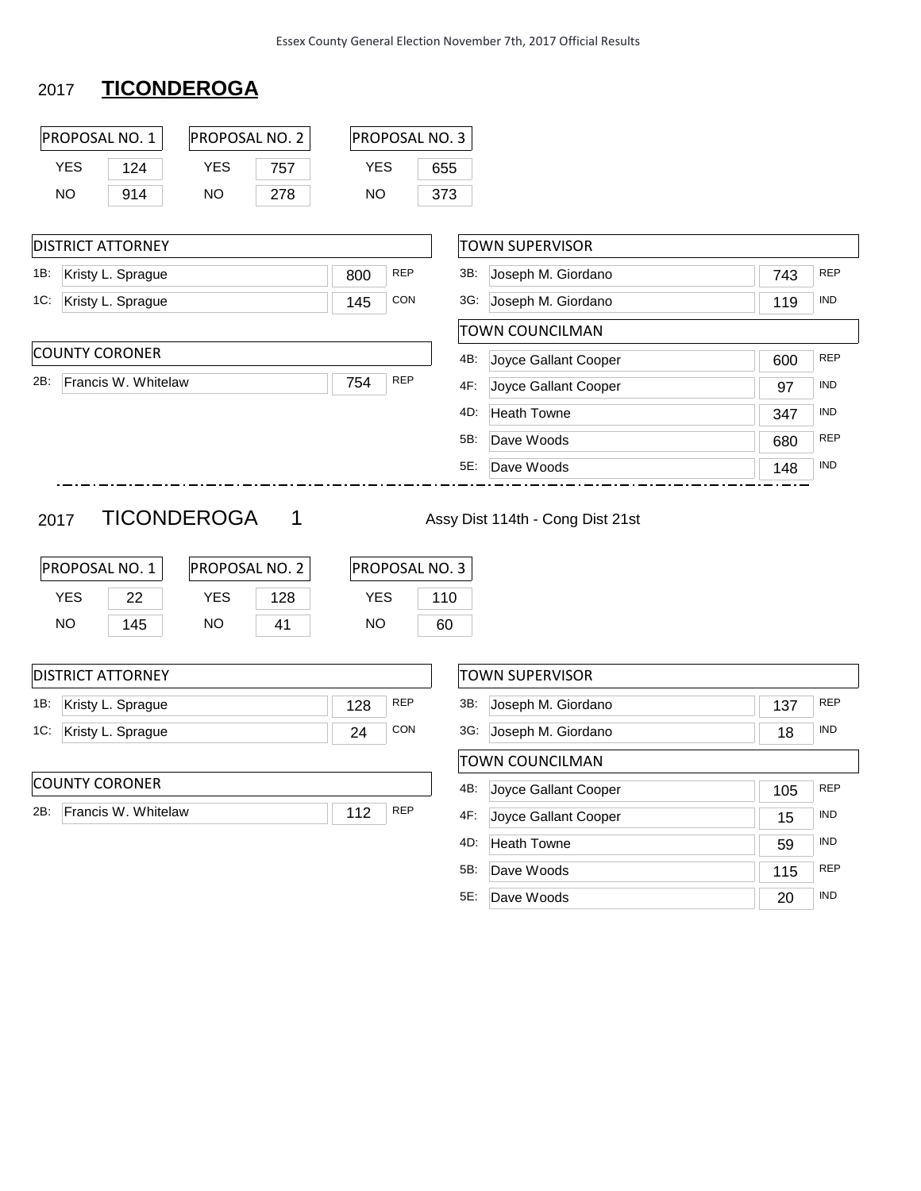## 2017 **TICONDEROGA**

| PROPOSAL NO. 1 | |
|---|---|
| YES | 124 |
| NO | 914 |

| PROPOSAL NO. 2 | |
|---|---|
| YES | 757 |
| NO | 278 |

| PROPOSAL NO. 3 | |
|---|---|
| YES | 655 |
| NO | 373 |

| DISTRICT ATTORNEY | | | |
|---|---|---|---|
| 1B: | Kristy L. Sprague | 800 | REP |
| 1C: | Kristy L. Sprague | 145 | CON |

| COUNTY CORONER | | | |
|---|---|---|---|
| 2B: | Francis W. Whitelaw | 754 | REP |

| TOWN SUPERVISOR | | | |
|---|---|---|---|
| 3B: | Joseph M. Giordano | 743 | REP |
| 3G: | Joseph M. Giordano | 119 | IND |

| TOWN COUNCILMAN | | | |
|---|---|---|---|
| 4B: | Joyce Gallant Cooper | 600 | REP |
| 4F: | Joyce Gallant Cooper | 97 | IND |
| 4D: | Heath Towne | 347 | IND |
| 5B: | Dave Woods | 680 | REP |
| 5E: | Dave Woods | 148 | IND |

## 2017 TICONDEROGA 1

Assy Dist 114th - Cong Dist 21st

| PROPOSAL NO. 1 | |
|---|---|
| YES | 22 |
| NO | 145 |

| PROPOSAL NO. 2 | |
|---|---|
| YES | 128 |
| NO | 41 |

| PROPOSAL NO. 3 | |
|---|---|
| YES | 110 |
| NO | 60 |

| DISTRICT ATTORNEY | | | |
|---|---|---|---|
| 1B: | Kristy L. Sprague | 128 | REP |
| 1C: | Kristy L. Sprague | 24 | CON |

| COUNTY CORONER | | | |
|---|---|---|---|
| 2B: | Francis W. Whitelaw | 112 | REP |

| TOWN SUPERVISOR | | | |
|---|---|---|---|
| 3B: | Joseph M. Giordano | 137 | REP |
| 3G: | Joseph M. Giordano | 18 | IND |

| TOWN COUNCILMAN | | | |
|---|---|---|---|
| 4B: | Joyce Gallant Cooper | 105 | REP |
| 4F: | Joyce Gallant Cooper | 15 | IND |
| 4D: | Heath Towne | 59 | IND |
| 5B: | Dave Woods | 115 | REP |
| 5E: | Dave Woods | 20 | IND |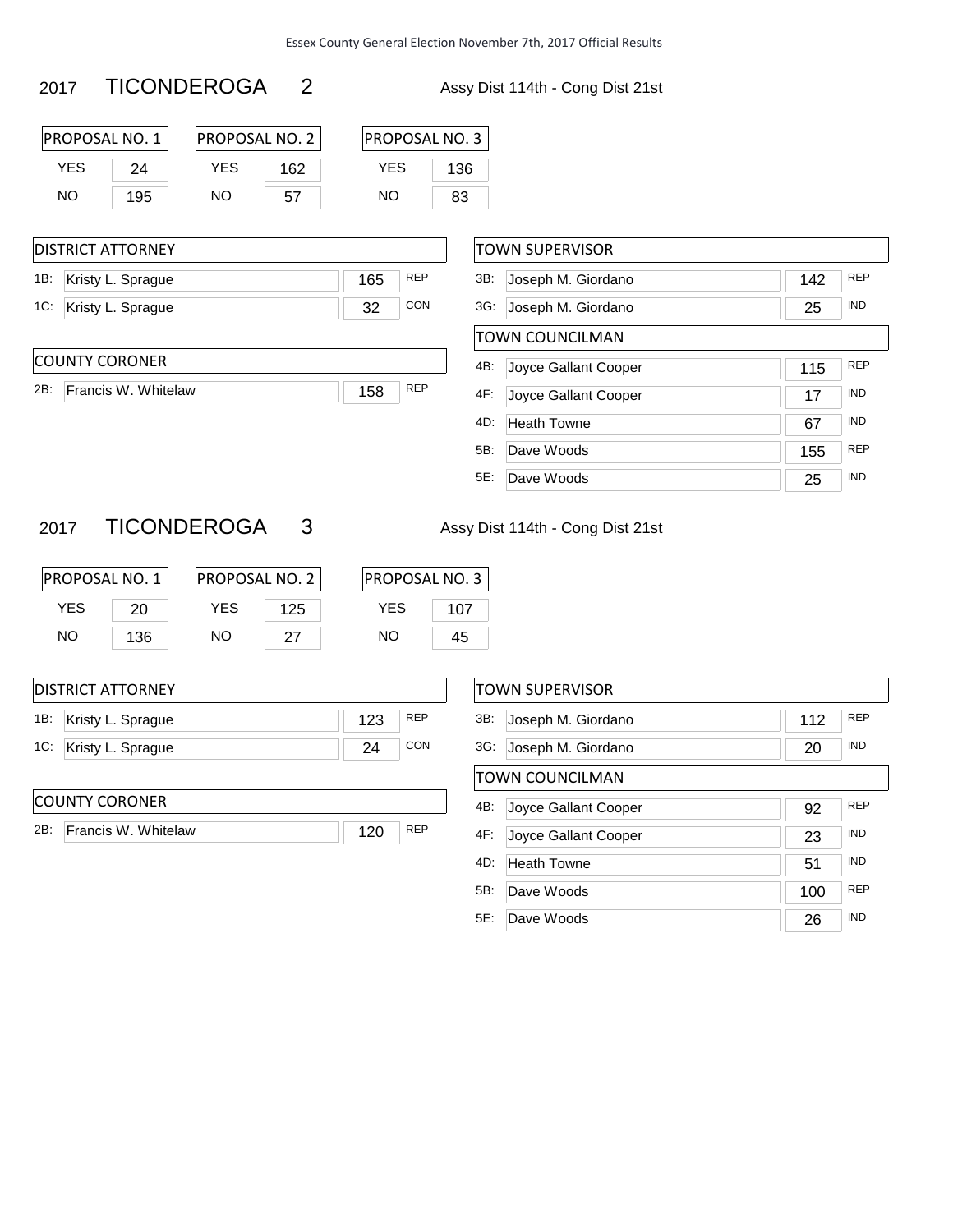## 2017 TICONDEROGA 2

Assy Dist 114th - Cong Dist 21st

| PROPOSAL NO. 1 | |
|---|---|
| YES | 24 |
| NO | 195 |

| PROPOSAL NO. 2 | |
|---|---|
| YES | 162 |
| NO | 57 |

| PROPOSAL NO. 3 | |
|---|---|
| YES | 136 |
| NO | 83 |

**DISTRICT ATTORNEY**

| | | | |
|---|---|---|---|
| 1B: | Kristy L. Sprague | 165 | REP |
| 1C: | Kristy L. Sprague | 32 | CON |

**COUNTY CORONER**

| | | | |
|---|---|---|---|
| 2B: | Francis W. Whitelaw | 158 | REP |

**TOWN SUPERVISOR**

| | | | |
|---|---|---|---|
| 3B: | Joseph M. Giordano | 142 | REP |
| 3G: | Joseph M. Giordano | 25 | IND |

**TOWN COUNCILMAN**

| | | | |
|---|---|---|---|
| 4B: | Joyce Gallant Cooper | 115 | REP |
| 4F: | Joyce Gallant Cooper | 17 | IND |
| 4D: | Heath Towne | 67 | IND |
| 5B: | Dave Woods | 155 | REP |
| 5E: | Dave Woods | 25 | IND |

## 2017 TICONDEROGA 3

Assy Dist 114th - Cong Dist 21st

| PROPOSAL NO. 1 | |
|---|---|
| YES | 20 |
| NO | 136 |

| PROPOSAL NO. 2 | |
|---|---|
| YES | 125 |
| NO | 27 |

| PROPOSAL NO. 3 | |
|---|---|
| YES | 107 |
| NO | 45 |

**DISTRICT ATTORNEY**

| | | | |
|---|---|---|---|
| 1B: | Kristy L. Sprague | 123 | REP |
| 1C: | Kristy L. Sprague | 24 | CON |

**COUNTY CORONER**

| | | | |
|---|---|---|---|
| 2B: | Francis W. Whitelaw | 120 | REP |

**TOWN SUPERVISOR**

| | | | |
|---|---|---|---|
| 3B: | Joseph M. Giordano | 112 | REP |
| 3G: | Joseph M. Giordano | 20 | IND |

**TOWN COUNCILMAN**

| | | | |
|---|---|---|---|
| 4B: | Joyce Gallant Cooper | 92 | REP |
| 4F: | Joyce Gallant Cooper | 23 | IND |
| 4D: | Heath Towne | 51 | IND |
| 5B: | Dave Woods | 100 | REP |
| 5E: | Dave Woods | 26 | IND |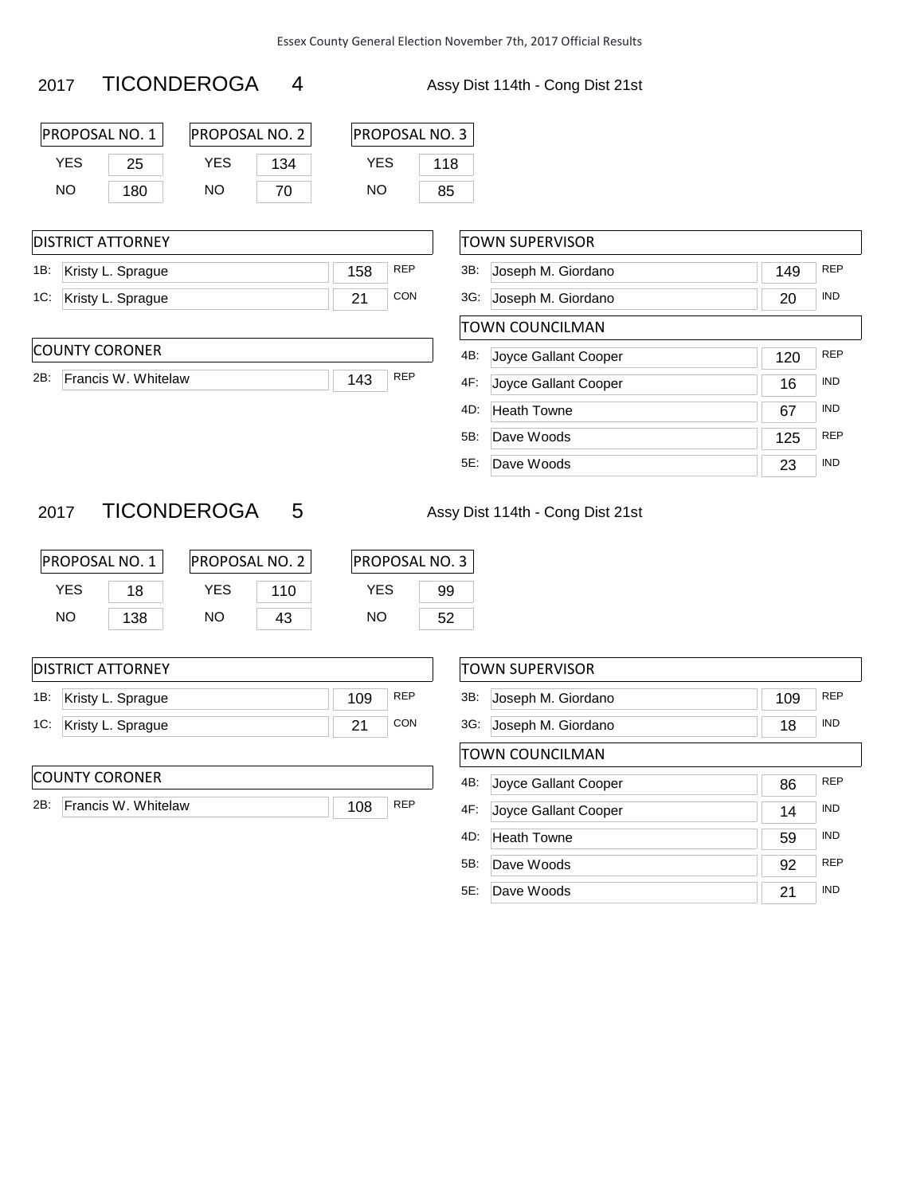## 2017 TICONDEROGA 4

Assy Dist 114th - Cong Dist 21st

| PROPOSAL NO. 1 | |
|---|---|
| YES | 25 |
| NO | 180 |

| PROPOSAL NO. 2 | |
|---|---|
| YES | 134 |
| NO | 70 |

| PROPOSAL NO. 3 | |
|---|---|
| YES | 118 |
| NO | 85 |

**DISTRICT ATTORNEY**

| | | | |
|---|---|---|---|
| 1B: | Kristy L. Sprague | 158 | REP |
| 1C: | Kristy L. Sprague | 21 | CON |

**COUNTY CORONER**

| | | | |
|---|---|---|---|
| 2B: | Francis W. Whitelaw | 143 | REP |

**TOWN SUPERVISOR**

| | | | |
|---|---|---|---|
| 3B: | Joseph M. Giordano | 149 | REP |
| 3G: | Joseph M. Giordano | 20 | IND |

**TOWN COUNCILMAN**

| | | | |
|---|---|---|---|
| 4B: | Joyce Gallant Cooper | 120 | REP |
| 4F: | Joyce Gallant Cooper | 16 | IND |
| 4D: | Heath Towne | 67 | IND |
| 5B: | Dave Woods | 125 | REP |
| 5E: | Dave Woods | 23 | IND |

## 2017 TICONDEROGA 5

Assy Dist 114th - Cong Dist 21st

| PROPOSAL NO. 1 | |
|---|---|
| YES | 18 |
| NO | 138 |

| PROPOSAL NO. 2 | |
|---|---|
| YES | 110 |
| NO | 43 |

| PROPOSAL NO. 3 | |
|---|---|
| YES | 99 |
| NO | 52 |

**DISTRICT ATTORNEY**

| | | | |
|---|---|---|---|
| 1B: | Kristy L. Sprague | 109 | REP |
| 1C: | Kristy L. Sprague | 21 | CON |

**COUNTY CORONER**

| | | | |
|---|---|---|---|
| 2B: | Francis W. Whitelaw | 108 | REP |

**TOWN SUPERVISOR**

| | | | |
|---|---|---|---|
| 3B: | Joseph M. Giordano | 109 | REP |
| 3G: | Joseph M. Giordano | 18 | IND |

**TOWN COUNCILMAN**

| | | | |
|---|---|---|---|
| 4B: | Joyce Gallant Cooper | 86 | REP |
| 4F: | Joyce Gallant Cooper | 14 | IND |
| 4D: | Heath Towne | 59 | IND |
| 5B: | Dave Woods | 92 | REP |
| 5E: | Dave Woods | 21 | IND |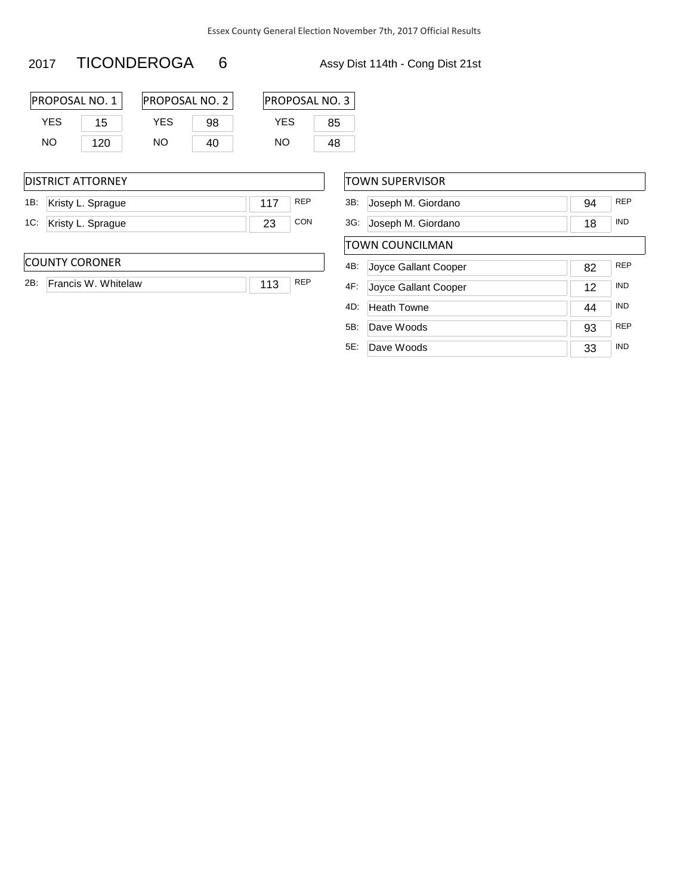2017 TICONDEROGA 6 — Assy Dist 114th - Cong Dist 21st

| PROPOSAL NO. 1 | |
|---|---|
| YES | 15 |
| NO | 120 |

| PROPOSAL NO. 2 | |
|---|---|
| YES | 98 |
| NO | 40 |

| PROPOSAL NO. 3 | |
|---|---|
| YES | 85 |
| NO | 48 |

### DISTRICT ATTORNEY

| | | | |
|---|---|---|---|
| 1B: | Kristy L. Sprague | 117 | REP |
| 1C: | Kristy L. Sprague | 23 | CON |

### COUNTY CORONER

| | | | |
|---|---|---|---|
| 2B: | Francis W. Whitelaw | 113 | REP |

### TOWN SUPERVISOR

| | | | |
|---|---|---|---|
| 3B: | Joseph M. Giordano | 94 | REP |
| 3G: | Joseph M. Giordano | 18 | IND |

### TOWN COUNCILMAN

| | | | |
|---|---|---|---|
| 4B: | Joyce Gallant Cooper | 82 | REP |
| 4F: | Joyce Gallant Cooper | 12 | IND |
| 4D: | Heath Towne | 44 | IND |
| 5B: | Dave Woods | 93 | REP |
| 5E: | Dave Woods | 33 | IND |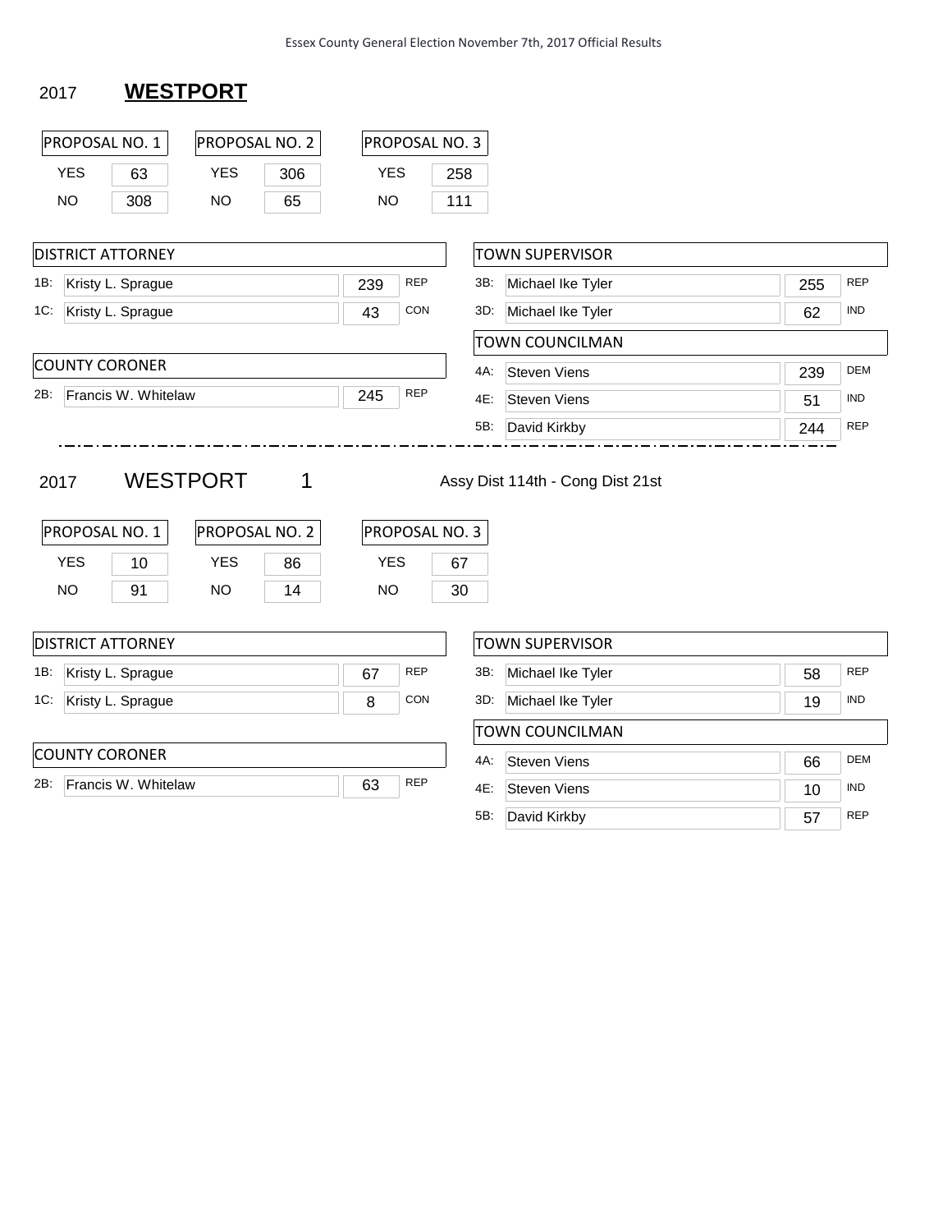## 2017 **WESTPORT**

| PROPOSAL NO. 1 | | PROPOSAL NO. 2 | | PROPOSAL NO. 3 | |
|---|---|---|---|---|---|
| YES | 63 | YES | 306 | YES | 258 |
| NO | 308 | NO | 65 | NO | 111 |

| DISTRICT ATTORNEY | | | |
|---|---|---|---|
| 1B: | Kristy L. Sprague | 239 | REP |
| 1C: | Kristy L. Sprague | 43 | CON |

| COUNTY CORONER | | | |
|---|---|---|---|
| 2B: | Francis W. Whitelaw | 245 | REP |

| TOWN SUPERVISOR | | | |
|---|---|---|---|
| 3B: | Michael Ike Tyler | 255 | REP |
| 3D: | Michael Ike Tyler | 62 | IND |

| TOWN COUNCILMAN | | | |
|---|---|---|---|
| 4A: | Steven Viens | 239 | DEM |
| 4E: | Steven Viens | 51 | IND |
| 5B: | David Kirkby | 244 | REP |

---

## 2017 WESTPORT 1

Assy Dist 114th - Cong Dist 21st

| PROPOSAL NO. 1 | | PROPOSAL NO. 2 | | PROPOSAL NO. 3 | |
|---|---|---|---|---|---|
| YES | 10 | YES | 86 | YES | 67 |
| NO | 91 | NO | 14 | NO | 30 |

| DISTRICT ATTORNEY | | | |
|---|---|---|---|
| 1B: | Kristy L. Sprague | 67 | REP |
| 1C: | Kristy L. Sprague | 8 | CON |

| COUNTY CORONER | | | |
|---|---|---|---|
| 2B: | Francis W. Whitelaw | 63 | REP |

| TOWN SUPERVISOR | | | |
|---|---|---|---|
| 3B: | Michael Ike Tyler | 58 | REP |
| 3D: | Michael Ike Tyler | 19 | IND |

| TOWN COUNCILMAN | | | |
|---|---|---|---|
| 4A: | Steven Viens | 66 | DEM |
| 4E: | Steven Viens | 10 | IND |
| 5B: | David Kirkby | 57 | REP |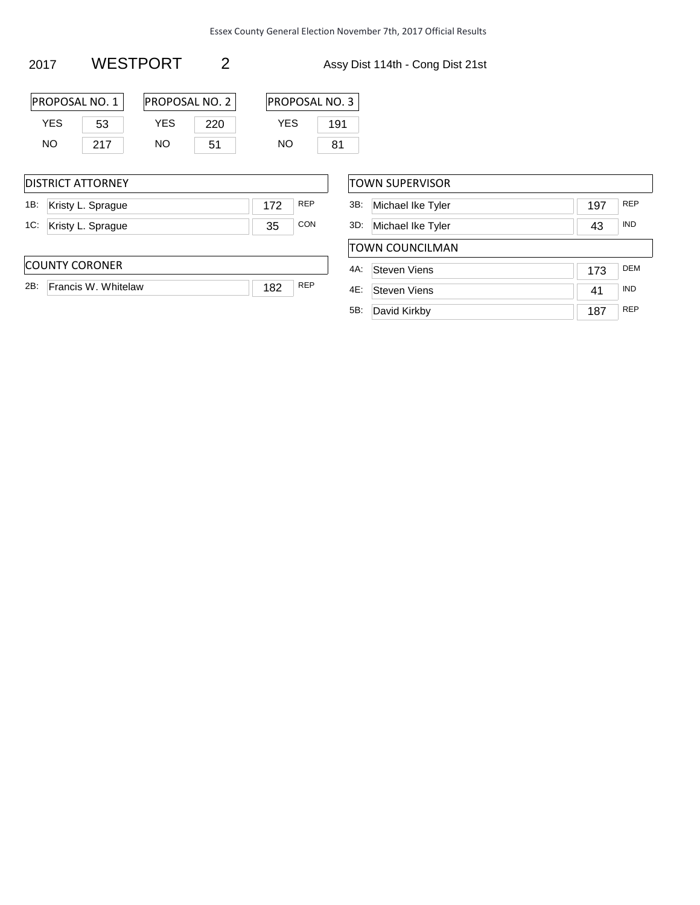Essex County General Election November 7th, 2017 Official Results

# 2017 WESTPORT 2

Assy Dist 114th - Cong Dist 21st

| PROPOSAL NO. 1 | |
|---|---|
| YES | 53 |
| NO | 217 |

| PROPOSAL NO. 2 | |
|---|---|
| YES | 220 |
| NO | 51 |

| PROPOSAL NO. 3 | |
|---|---|
| YES | 191 |
| NO | 81 |

## DISTRICT ATTORNEY

| | | | |
|---|---|---|---|
| 1B: | Kristy L. Sprague | 172 | REP |
| 1C: | Kristy L. Sprague | 35 | CON |

## COUNTY CORONER

| | | | |
|---|---|---|---|
| 2B: | Francis W. Whitelaw | 182 | REP |

## TOWN SUPERVISOR

| | | | |
|---|---|---|---|
| 3B: | Michael Ike Tyler | 197 | REP |
| 3D: | Michael Ike Tyler | 43 | IND |

## TOWN COUNCILMAN

| | | | |
|---|---|---|---|
| 4A: | Steven Viens | 173 | DEM |
| 4E: | Steven Viens | 41 | IND |
| 5B: | David Kirkby | 187 | REP |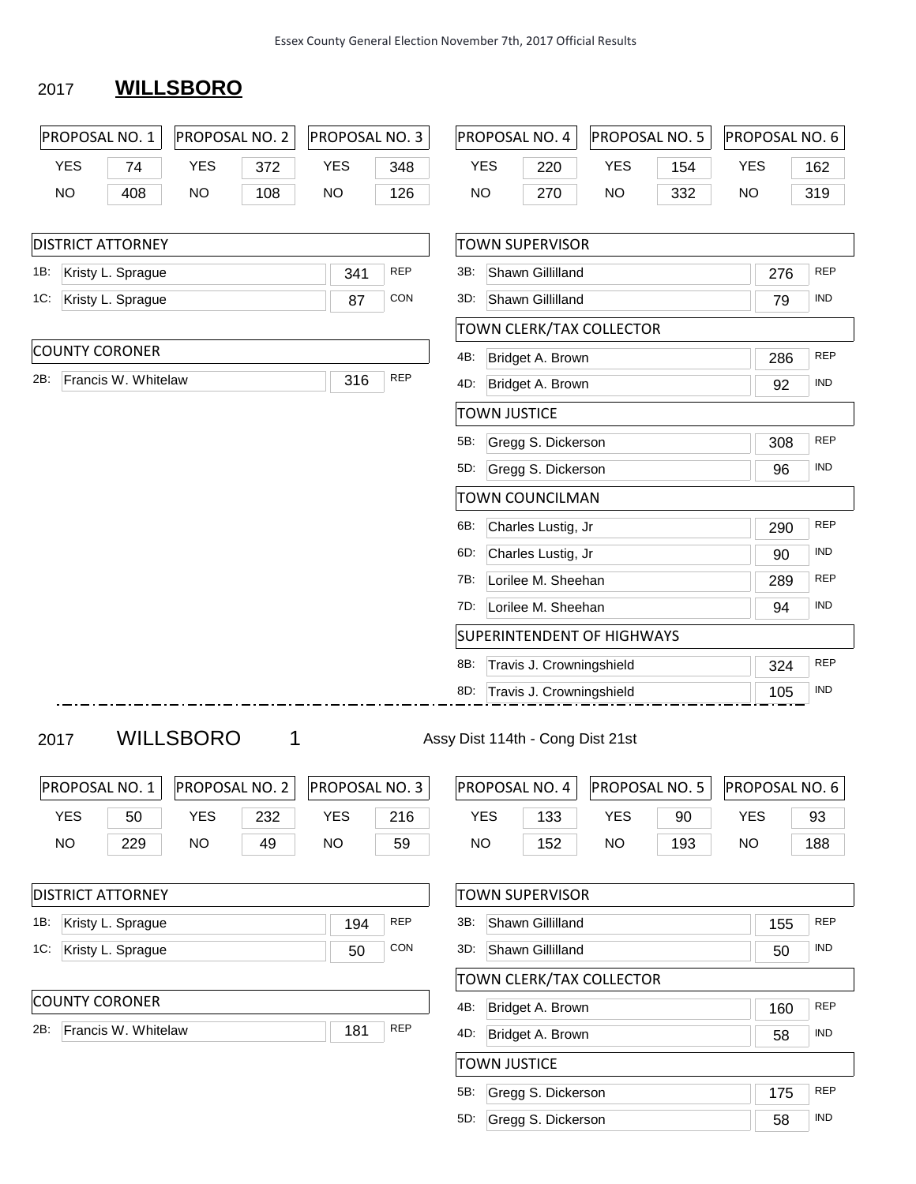# 2017 WILLSBORO

| PROPOSAL NO. 1 | | PROPOSAL NO. 2 | | PROPOSAL NO. 3 | | PROPOSAL NO. 4 | | PROPOSAL NO. 5 | | PROPOSAL NO. 6 | |
|---|---|---|---|---|---|---|---|---|---|---|---|
| YES | 74 | YES | 372 | YES | 348 | YES | 220 | YES | 154 | YES | 162 |
| NO | 408 | NO | 108 | NO | 126 | NO | 270 | NO | 332 | NO | 319 |

**DISTRICT ATTORNEY**

| | | | |
|---|---|---|---|
| 1B: | Kristy L. Sprague | 341 | REP |
| 1C: | Kristy L. Sprague | 87 | CON |

**COUNTY CORONER**

| | | | |
|---|---|---|---|
| 2B: | Francis W. Whitelaw | 316 | REP |

**TOWN SUPERVISOR**

| | | | |
|---|---|---|---|
| 3B: | Shawn Gillilland | 276 | REP |
| 3D: | Shawn Gillilland | 79 | IND |

**TOWN CLERK/TAX COLLECTOR**

| | | | |
|---|---|---|---|
| 4B: | Bridget A. Brown | 286 | REP |
| 4D: | Bridget A. Brown | 92 | IND |

**TOWN JUSTICE**

| | | | |
|---|---|---|---|
| 5B: | Gregg S. Dickerson | 308 | REP |
| 5D: | Gregg S. Dickerson | 96 | IND |

**TOWN COUNCILMAN**

| | | | |
|---|---|---|---|
| 6B: | Charles Lustig, Jr | 290 | REP |
| 6D: | Charles Lustig, Jr | 90 | IND |
| 7B: | Lorilee M. Sheehan | 289 | REP |
| 7D: | Lorilee M. Sheehan | 94 | IND |

**SUPERINTENDENT OF HIGHWAYS**

| | | | |
|---|---|---|---|
| 8B: | Travis J. Crowningshield | 324 | REP |
| 8D: | Travis J. Crowningshield | 105 | IND |

---

# 2017 WILLSBORO 1

Assy Dist 114th - Cong Dist 21st

| PROPOSAL NO. 1 | | PROPOSAL NO. 2 | | PROPOSAL NO. 3 | | PROPOSAL NO. 4 | | PROPOSAL NO. 5 | | PROPOSAL NO. 6 | |
|---|---|---|---|---|---|---|---|---|---|---|---|
| YES | 50 | YES | 232 | YES | 216 | YES | 133 | YES | 90 | YES | 93 |
| NO | 229 | NO | 49 | NO | 59 | NO | 152 | NO | 193 | NO | 188 |

**DISTRICT ATTORNEY**

| | | | |
|---|---|---|---|
| 1B: | Kristy L. Sprague | 194 | REP |
| 1C: | Kristy L. Sprague | 50 | CON |

**COUNTY CORONER**

| | | | |
|---|---|---|---|
| 2B: | Francis W. Whitelaw | 181 | REP |

**TOWN SUPERVISOR**

| | | | |
|---|---|---|---|
| 3B: | Shawn Gillilland | 155 | REP |
| 3D: | Shawn Gillilland | 50 | IND |

**TOWN CLERK/TAX COLLECTOR**

| | | | |
|---|---|---|---|
| 4B: | Bridget A. Brown | 160 | REP |
| 4D: | Bridget A. Brown | 58 | IND |

**TOWN JUSTICE**

| | | | |
|---|---|---|---|
| 5B: | Gregg S. Dickerson | 175 | REP |
| 5D: | Gregg S. Dickerson | 58 | IND |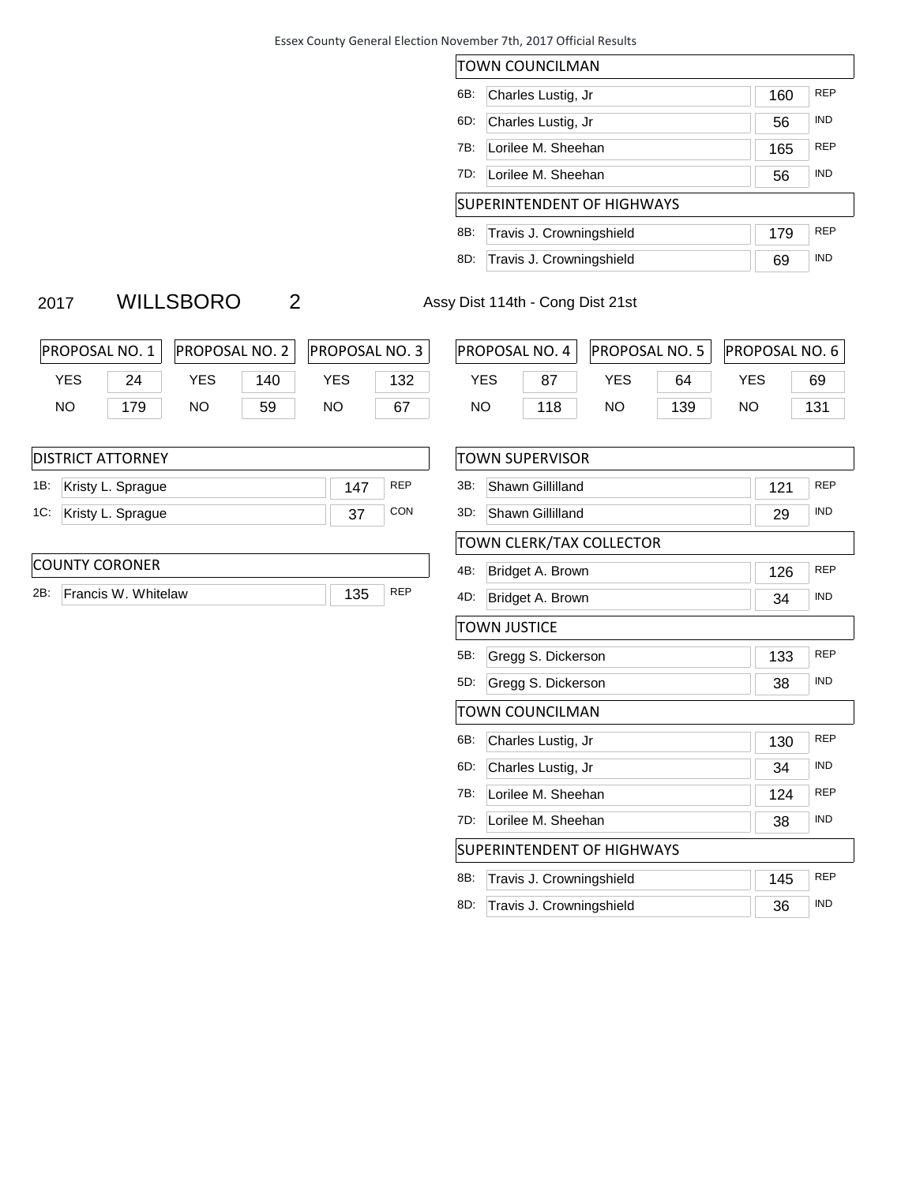### TOWN COUNCILMAN

| | | | |
|---|---|---|---|
| 6B: | Charles Lustig, Jr | 160 | REP |
| 6D: | Charles Lustig, Jr | 56 | IND |
| 7B: | Lorilee M. Sheehan | 165 | REP |
| 7D: | Lorilee M. Sheehan | 56 | IND |

### SUPERINTENDENT OF HIGHWAYS

| | | | |
|---|---|---|---|
| 8B: | Travis J. Crowningshield | 179 | REP |
| 8D: | Travis J. Crowningshield | 69 | IND |

## 2017 WILLSBORO 2

Assy Dist 114th - Cong Dist 21st

| | PROPOSAL NO. 1 | PROPOSAL NO. 2 | PROPOSAL NO. 3 | PROPOSAL NO. 4 | PROPOSAL NO. 5 | PROPOSAL NO. 6 |
|---|---|---|---|---|---|---|
| YES | 24 | 140 | 132 | 87 | 64 | 69 |
| NO | 179 | 59 | 67 | 118 | 139 | 131 |

### DISTRICT ATTORNEY

| | | | |
|---|---|---|---|
| 1B: | Kristy L. Sprague | 147 | REP |
| 1C: | Kristy L. Sprague | 37 | CON |

### COUNTY CORONER

| | | | |
|---|---|---|---|
| 2B: | Francis W. Whitelaw | 135 | REP |

### TOWN SUPERVISOR

| | | | |
|---|---|---|---|
| 3B: | Shawn Gillilland | 121 | REP |
| 3D: | Shawn Gillilland | 29 | IND |

### TOWN CLERK/TAX COLLECTOR

| | | | |
|---|---|---|---|
| 4B: | Bridget A. Brown | 126 | REP |
| 4D: | Bridget A. Brown | 34 | IND |

### TOWN JUSTICE

| | | | |
|---|---|---|---|
| 5B: | Gregg S. Dickerson | 133 | REP |
| 5D: | Gregg S. Dickerson | 38 | IND |

### TOWN COUNCILMAN

| | | | |
|---|---|---|---|
| 6B: | Charles Lustig, Jr | 130 | REP |
| 6D: | Charles Lustig, Jr | 34 | IND |
| 7B: | Lorilee M. Sheehan | 124 | REP |
| 7D: | Lorilee M. Sheehan | 38 | IND |

### SUPERINTENDENT OF HIGHWAYS

| | | | |
|---|---|---|---|
| 8B: | Travis J. Crowningshield | 145 | REP |
| 8D: | Travis J. Crowningshield | 36 | IND |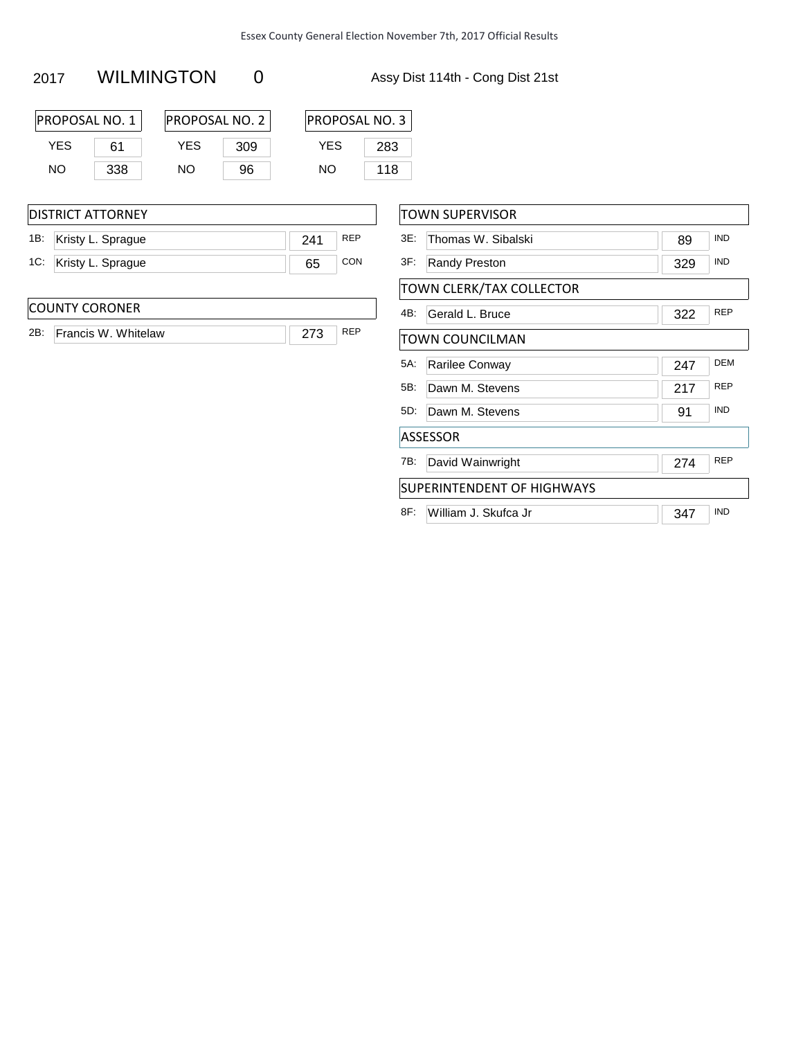Essex County General Election November 7th, 2017 Official Results

2017 WILMINGTON 0 Assy Dist 114th - Cong Dist 21st

| PROPOSAL NO. 1 | |
|---|---|
| YES | 61 |
| NO | 338 |

| PROPOSAL NO. 2 | |
|---|---|
| YES | 309 |
| NO | 96 |

| PROPOSAL NO. 3 | |
|---|---|
| YES | 283 |
| NO | 118 |

## DISTRICT ATTORNEY

| | Candidate | Votes | Party |
|---|---|---|---|
| 1B: | Kristy L. Sprague | 241 | REP |
| 1C: | Kristy L. Sprague | 65 | CON |

## COUNTY CORONER

| | Candidate | Votes | Party |
|---|---|---|---|
| 2B: | Francis W. Whitelaw | 273 | REP |

## TOWN SUPERVISOR

| | Candidate | Votes | Party |
|---|---|---|---|
| 3E: | Thomas W. Sibalski | 89 | IND |
| 3F: | Randy Preston | 329 | IND |

## TOWN CLERK/TAX COLLECTOR

| | Candidate | Votes | Party |
|---|---|---|---|
| 4B: | Gerald L. Bruce | 322 | REP |

## TOWN COUNCILMAN

| | Candidate | Votes | Party |
|---|---|---|---|
| 5A: | Rarilee Conway | 247 | DEM |
| 5B: | Dawn M. Stevens | 217 | REP |
| 5D: | Dawn M. Stevens | 91 | IND |

## ASSESSOR

| | Candidate | Votes | Party |
|---|---|---|---|
| 7B: | David Wainwright | 274 | REP |

## SUPERINTENDENT OF HIGHWAYS

| | Candidate | Votes | Party |
|---|---|---|---|
| 8F: | William J. Skufca Jr | 347 | IND |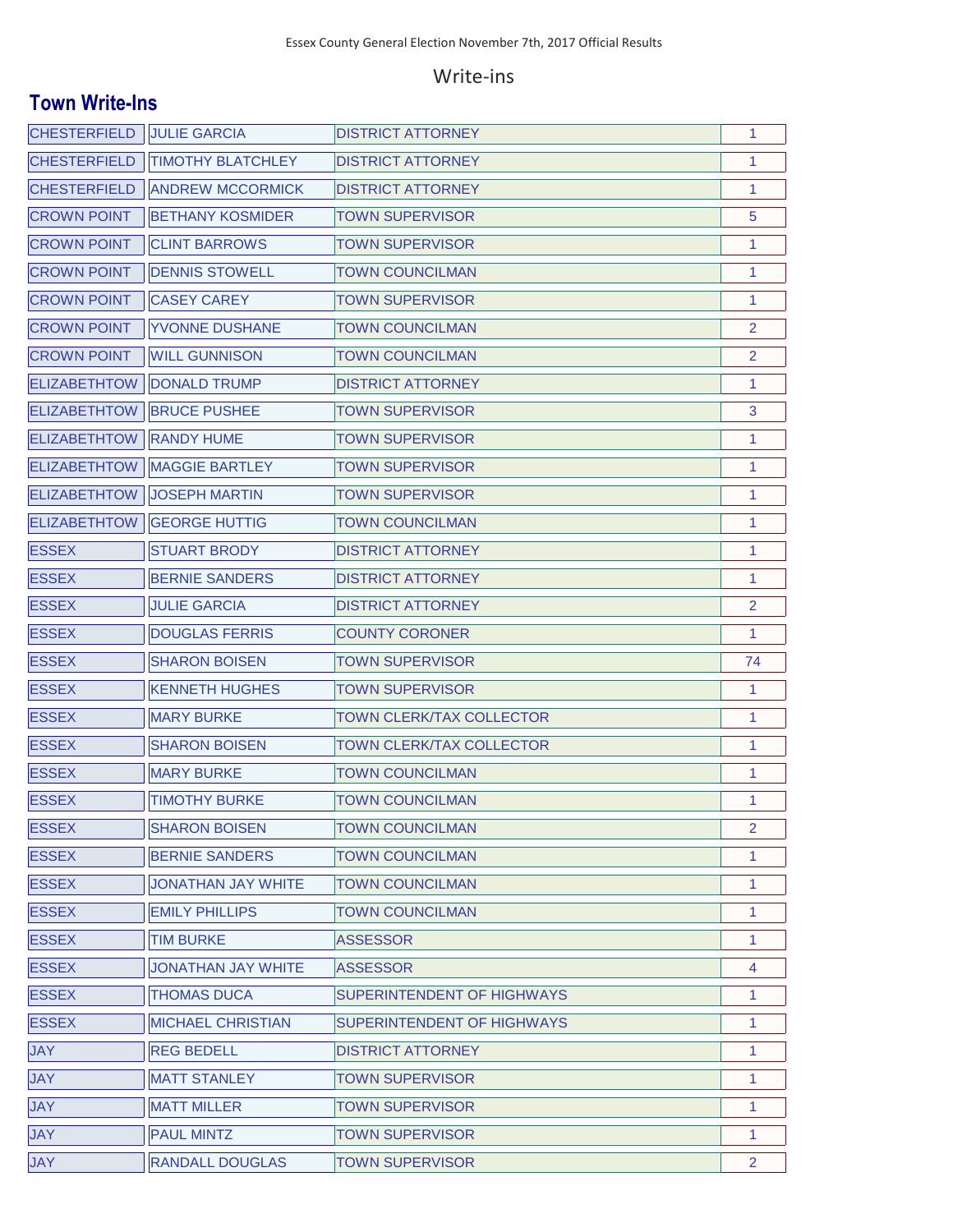Essex County General Election November 7th, 2017 Official Results

Write-ins

## Town Write-Ins

| | | | |
|---|---|---|---|
| CHESTERFIELD | JULIE GARCIA | DISTRICT ATTORNEY | 1 |
| CHESTERFIELD | TIMOTHY BLATCHLEY | DISTRICT ATTORNEY | 1 |
| CHESTERFIELD | ANDREW MCCORMICK | DISTRICT ATTORNEY | 1 |
| CROWN POINT | BETHANY KOSMIDER | TOWN SUPERVISOR | 5 |
| CROWN POINT | CLINT BARROWS | TOWN SUPERVISOR | 1 |
| CROWN POINT | DENNIS STOWELL | TOWN COUNCILMAN | 1 |
| CROWN POINT | CASEY CAREY | TOWN SUPERVISOR | 1 |
| CROWN POINT | YVONNE DUSHANE | TOWN COUNCILMAN | 2 |
| CROWN POINT | WILL GUNNISON | TOWN COUNCILMAN | 2 |
| ELIZABETHTOW | DONALD TRUMP | DISTRICT ATTORNEY | 1 |
| ELIZABETHTOW | BRUCE PUSHEE | TOWN SUPERVISOR | 3 |
| ELIZABETHTOW | RANDY HUME | TOWN SUPERVISOR | 1 |
| ELIZABETHTOW | MAGGIE BARTLEY | TOWN SUPERVISOR | 1 |
| ELIZABETHTOW | JOSEPH MARTIN | TOWN SUPERVISOR | 1 |
| ELIZABETHTOW | GEORGE HUTTIG | TOWN COUNCILMAN | 1 |
| ESSEX | STUART BRODY | DISTRICT ATTORNEY | 1 |
| ESSEX | BERNIE SANDERS | DISTRICT ATTORNEY | 1 |
| ESSEX | JULIE GARCIA | DISTRICT ATTORNEY | 2 |
| ESSEX | DOUGLAS FERRIS | COUNTY CORONER | 1 |
| ESSEX | SHARON BOISEN | TOWN SUPERVISOR | 74 |
| ESSEX | KENNETH HUGHES | TOWN SUPERVISOR | 1 |
| ESSEX | MARY BURKE | TOWN CLERK/TAX COLLECTOR | 1 |
| ESSEX | SHARON BOISEN | TOWN CLERK/TAX COLLECTOR | 1 |
| ESSEX | MARY BURKE | TOWN COUNCILMAN | 1 |
| ESSEX | TIMOTHY BURKE | TOWN COUNCILMAN | 1 |
| ESSEX | SHARON BOISEN | TOWN COUNCILMAN | 2 |
| ESSEX | BERNIE SANDERS | TOWN COUNCILMAN | 1 |
| ESSEX | JONATHAN JAY WHITE | TOWN COUNCILMAN | 1 |
| ESSEX | EMILY PHILLIPS | TOWN COUNCILMAN | 1 |
| ESSEX | TIM BURKE | ASSESSOR | 1 |
| ESSEX | JONATHAN JAY WHITE | ASSESSOR | 4 |
| ESSEX | THOMAS DUCA | SUPERINTENDENT OF HIGHWAYS | 1 |
| ESSEX | MICHAEL CHRISTIAN | SUPERINTENDENT OF HIGHWAYS | 1 |
| JAY | REG BEDELL | DISTRICT ATTORNEY | 1 |
| JAY | MATT STANLEY | TOWN SUPERVISOR | 1 |
| JAY | MATT MILLER | TOWN SUPERVISOR | 1 |
| JAY | PAUL MINTZ | TOWN SUPERVISOR | 1 |
| JAY | RANDALL DOUGLAS | TOWN SUPERVISOR | 2 |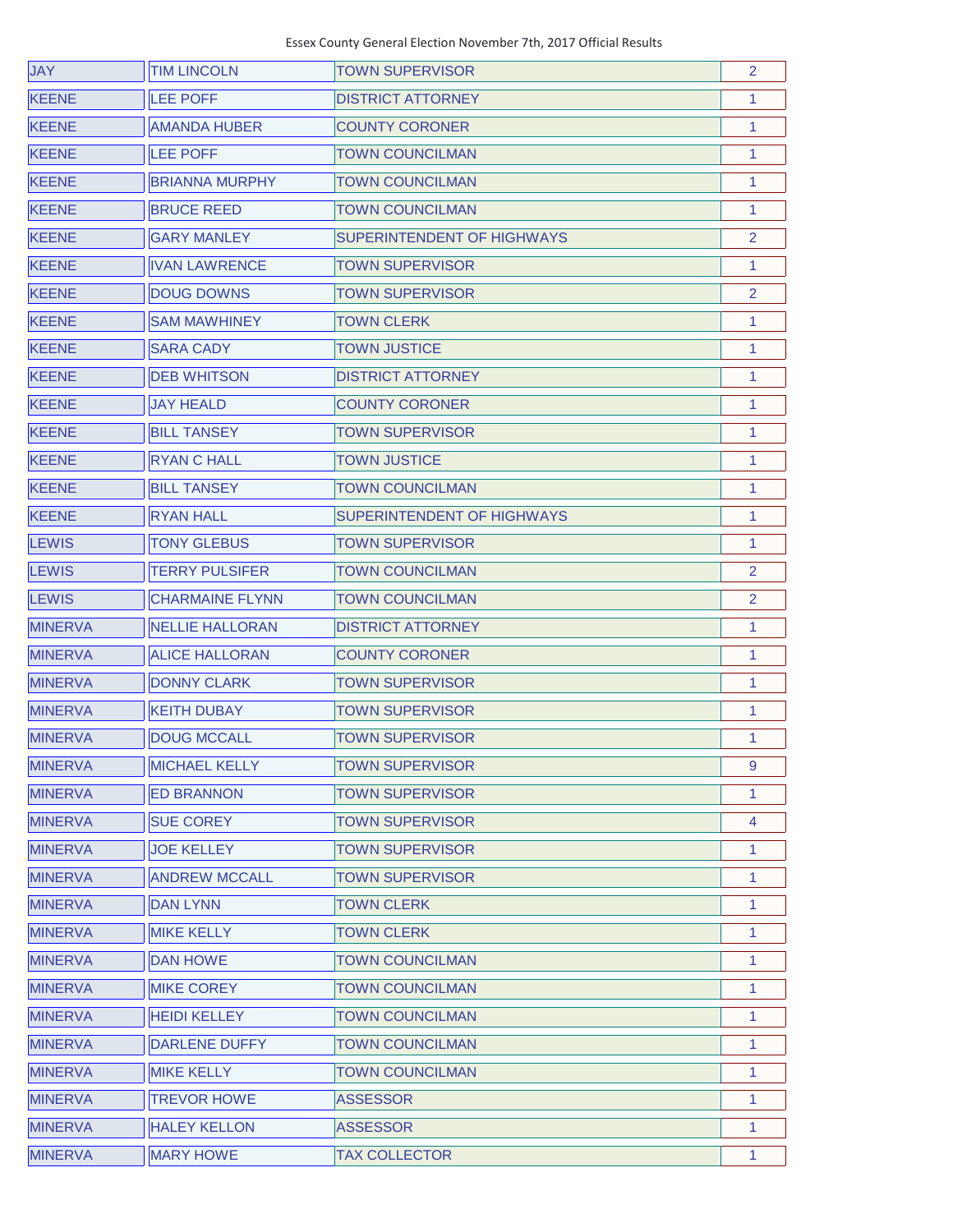Essex County General Election November 7th, 2017 Official Results

| | | | |
|---|---|---|---|
| JAY | TIM LINCOLN | TOWN SUPERVISOR | 2 |
| KEENE | LEE POFF | DISTRICT ATTORNEY | 1 |
| KEENE | AMANDA HUBER | COUNTY CORONER | 1 |
| KEENE | LEE POFF | TOWN COUNCILMAN | 1 |
| KEENE | BRIANNA MURPHY | TOWN COUNCILMAN | 1 |
| KEENE | BRUCE REED | TOWN COUNCILMAN | 1 |
| KEENE | GARY MANLEY | SUPERINTENDENT OF HIGHWAYS | 2 |
| KEENE | IVAN LAWRENCE | TOWN SUPERVISOR | 1 |
| KEENE | DOUG DOWNS | TOWN SUPERVISOR | 2 |
| KEENE | SAM MAWHINEY | TOWN CLERK | 1 |
| KEENE | SARA CADY | TOWN JUSTICE | 1 |
| KEENE | DEB WHITSON | DISTRICT ATTORNEY | 1 |
| KEENE | JAY HEALD | COUNTY CORONER | 1 |
| KEENE | BILL TANSEY | TOWN SUPERVISOR | 1 |
| KEENE | RYAN C HALL | TOWN JUSTICE | 1 |
| KEENE | BILL TANSEY | TOWN COUNCILMAN | 1 |
| KEENE | RYAN HALL | SUPERINTENDENT OF HIGHWAYS | 1 |
| LEWIS | TONY GLEBUS | TOWN SUPERVISOR | 1 |
| LEWIS | TERRY PULSIFER | TOWN COUNCILMAN | 2 |
| LEWIS | CHARMAINE FLYNN | TOWN COUNCILMAN | 2 |
| MINERVA | NELLIE HALLORAN | DISTRICT ATTORNEY | 1 |
| MINERVA | ALICE HALLORAN | COUNTY CORONER | 1 |
| MINERVA | DONNY CLARK | TOWN SUPERVISOR | 1 |
| MINERVA | KEITH DUBAY | TOWN SUPERVISOR | 1 |
| MINERVA | DOUG MCCALL | TOWN SUPERVISOR | 1 |
| MINERVA | MICHAEL KELLY | TOWN SUPERVISOR | 9 |
| MINERVA | ED BRANNON | TOWN SUPERVISOR | 1 |
| MINERVA | SUE COREY | TOWN SUPERVISOR | 4 |
| MINERVA | JOE KELLEY | TOWN SUPERVISOR | 1 |
| MINERVA | ANDREW MCCALL | TOWN SUPERVISOR | 1 |
| MINERVA | DAN LYNN | TOWN CLERK | 1 |
| MINERVA | MIKE KELLY | TOWN CLERK | 1 |
| MINERVA | DAN HOWE | TOWN COUNCILMAN | 1 |
| MINERVA | MIKE COREY | TOWN COUNCILMAN | 1 |
| MINERVA | HEIDI KELLEY | TOWN COUNCILMAN | 1 |
| MINERVA | DARLENE DUFFY | TOWN COUNCILMAN | 1 |
| MINERVA | MIKE KELLY | TOWN COUNCILMAN | 1 |
| MINERVA | TREVOR HOWE | ASSESSOR | 1 |
| MINERVA | HALEY KELLON | ASSESSOR | 1 |
| MINERVA | MARY HOWE | TAX COLLECTOR | 1 |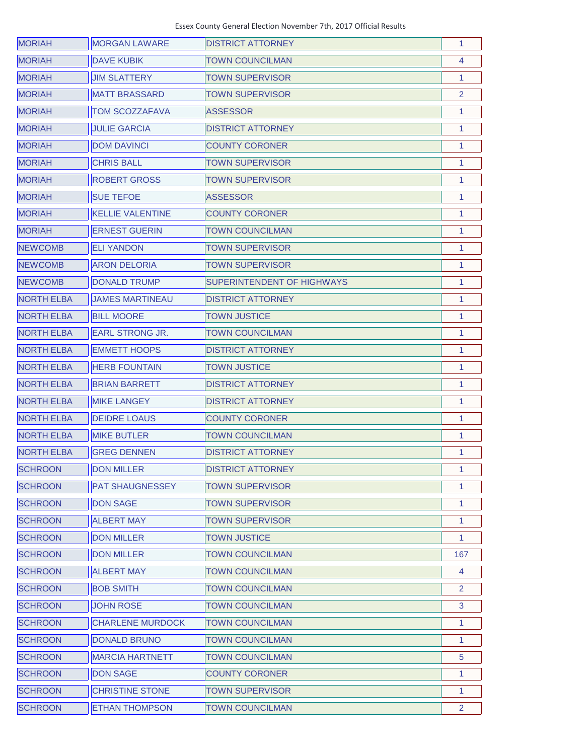Essex County General Election November 7th, 2017 Official Results

| | | | |
|---|---|---|---|
| MORIAH | MORGAN LAWARE | DISTRICT ATTORNEY | 1 |
| MORIAH | DAVE KUBIK | TOWN COUNCILMAN | 4 |
| MORIAH | JIM SLATTERY | TOWN SUPERVISOR | 1 |
| MORIAH | MATT BRASSARD | TOWN SUPERVISOR | 2 |
| MORIAH | TOM SCOZZAFAVA | ASSESSOR | 1 |
| MORIAH | JULIE GARCIA | DISTRICT ATTORNEY | 1 |
| MORIAH | DOM DAVINCI | COUNTY CORONER | 1 |
| MORIAH | CHRIS BALL | TOWN SUPERVISOR | 1 |
| MORIAH | ROBERT GROSS | TOWN SUPERVISOR | 1 |
| MORIAH | SUE TEFOE | ASSESSOR | 1 |
| MORIAH | KELLIE VALENTINE | COUNTY CORONER | 1 |
| MORIAH | ERNEST GUERIN | TOWN COUNCILMAN | 1 |
| NEWCOMB | ELI YANDON | TOWN SUPERVISOR | 1 |
| NEWCOMB | ARON DELORIA | TOWN SUPERVISOR | 1 |
| NEWCOMB | DONALD TRUMP | SUPERINTENDENT OF HIGHWAYS | 1 |
| NORTH ELBA | JAMES MARTINEAU | DISTRICT ATTORNEY | 1 |
| NORTH ELBA | BILL MOORE | TOWN JUSTICE | 1 |
| NORTH ELBA | EARL STRONG JR. | TOWN COUNCILMAN | 1 |
| NORTH ELBA | EMMETT HOOPS | DISTRICT ATTORNEY | 1 |
| NORTH ELBA | HERB FOUNTAIN | TOWN JUSTICE | 1 |
| NORTH ELBA | BRIAN BARRETT | DISTRICT ATTORNEY | 1 |
| NORTH ELBA | MIKE LANGEY | DISTRICT ATTORNEY | 1 |
| NORTH ELBA | DEIDRE LOAUS | COUNTY CORONER | 1 |
| NORTH ELBA | MIKE BUTLER | TOWN COUNCILMAN | 1 |
| NORTH ELBA | GREG DENNEN | DISTRICT ATTORNEY | 1 |
| SCHROON | DON MILLER | DISTRICT ATTORNEY | 1 |
| SCHROON | PAT SHAUGNESSEY | TOWN SUPERVISOR | 1 |
| SCHROON | DON SAGE | TOWN SUPERVISOR | 1 |
| SCHROON | ALBERT MAY | TOWN SUPERVISOR | 1 |
| SCHROON | DON MILLER | TOWN JUSTICE | 1 |
| SCHROON | DON MILLER | TOWN COUNCILMAN | 167 |
| SCHROON | ALBERT MAY | TOWN COUNCILMAN | 4 |
| SCHROON | BOB SMITH | TOWN COUNCILMAN | 2 |
| SCHROON | JOHN ROSE | TOWN COUNCILMAN | 3 |
| SCHROON | CHARLENE MURDOCK | TOWN COUNCILMAN | 1 |
| SCHROON | DONALD BRUNO | TOWN COUNCILMAN | 1 |
| SCHROON | MARCIA HARTNETT | TOWN COUNCILMAN | 5 |
| SCHROON | DON SAGE | COUNTY CORONER | 1 |
| SCHROON | CHRISTINE STONE | TOWN SUPERVISOR | 1 |
| SCHROON | ETHAN THOMPSON | TOWN COUNCILMAN | 2 |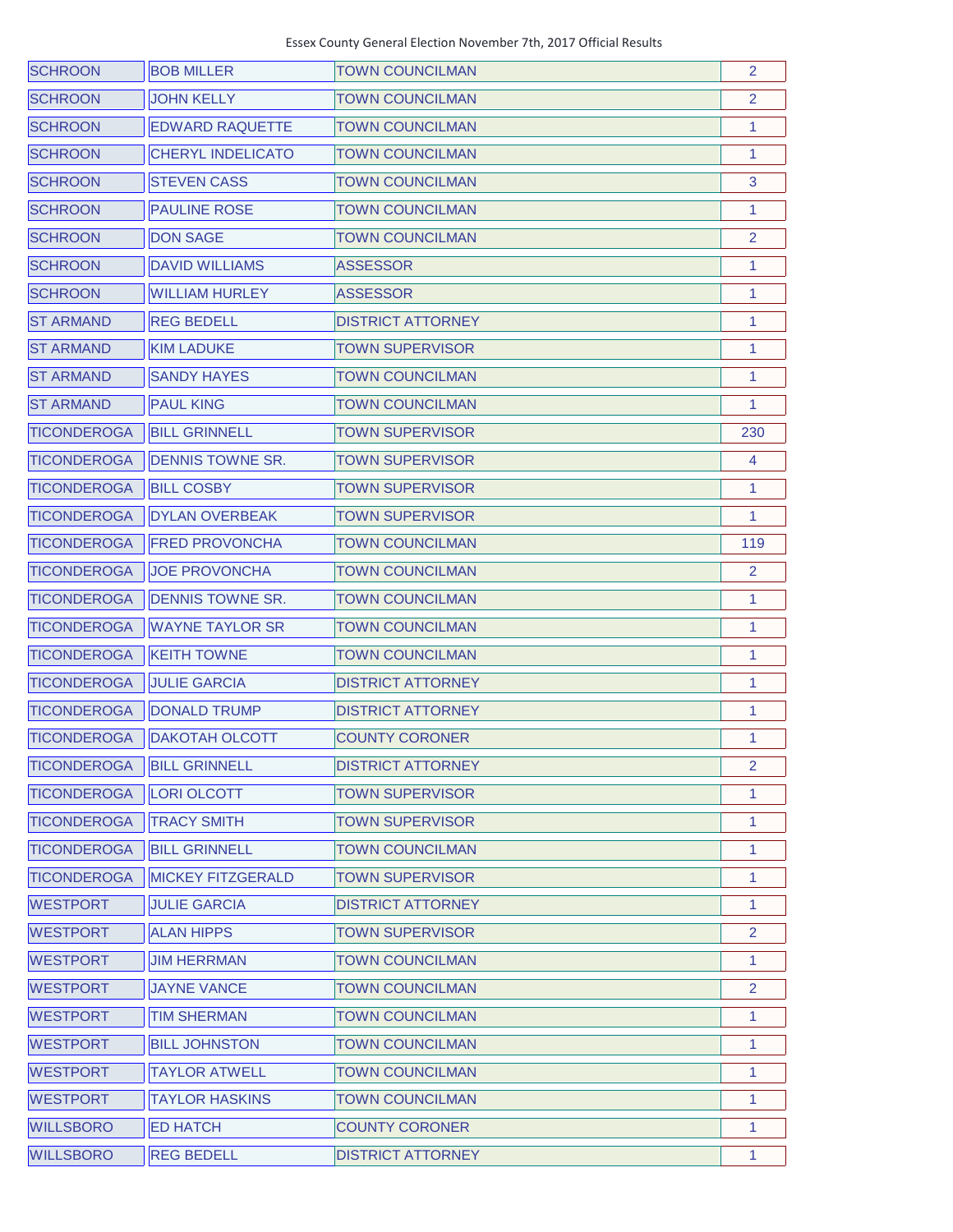| | | | |
|---|---|---|---|
| SCHROON | BOB MILLER | TOWN COUNCILMAN | 2 |
| SCHROON | JOHN KELLY | TOWN COUNCILMAN | 2 |
| SCHROON | EDWARD RAQUETTE | TOWN COUNCILMAN | 1 |
| SCHROON | CHERYL INDELICATO | TOWN COUNCILMAN | 1 |
| SCHROON | STEVEN CASS | TOWN COUNCILMAN | 3 |
| SCHROON | PAULINE ROSE | TOWN COUNCILMAN | 1 |
| SCHROON | DON SAGE | TOWN COUNCILMAN | 2 |
| SCHROON | DAVID WILLIAMS | ASSESSOR | 1 |
| SCHROON | WILLIAM HURLEY | ASSESSOR | 1 |
| ST ARMAND | REG BEDELL | DISTRICT ATTORNEY | 1 |
| ST ARMAND | KIM LADUKE | TOWN SUPERVISOR | 1 |
| ST ARMAND | SANDY HAYES | TOWN COUNCILMAN | 1 |
| ST ARMAND | PAUL KING | TOWN COUNCILMAN | 1 |
| TICONDEROGA | BILL GRINNELL | TOWN SUPERVISOR | 230 |
| TICONDEROGA | DENNIS TOWNE SR. | TOWN SUPERVISOR | 4 |
| TICONDEROGA | BILL COSBY | TOWN SUPERVISOR | 1 |
| TICONDEROGA | DYLAN OVERBEAK | TOWN SUPERVISOR | 1 |
| TICONDEROGA | FRED PROVONCHA | TOWN COUNCILMAN | 119 |
| TICONDEROGA | JOE PROVONCHA | TOWN COUNCILMAN | 2 |
| TICONDEROGA | DENNIS TOWNE SR. | TOWN COUNCILMAN | 1 |
| TICONDEROGA | WAYNE TAYLOR SR | TOWN COUNCILMAN | 1 |
| TICONDEROGA | KEITH TOWNE | TOWN COUNCILMAN | 1 |
| TICONDEROGA | JULIE GARCIA | DISTRICT ATTORNEY | 1 |
| TICONDEROGA | DONALD TRUMP | DISTRICT ATTORNEY | 1 |
| TICONDEROGA | DAKOTAH OLCOTT | COUNTY CORONER | 1 |
| TICONDEROGA | BILL GRINNELL | DISTRICT ATTORNEY | 2 |
| TICONDEROGA | LORI OLCOTT | TOWN SUPERVISOR | 1 |
| TICONDEROGA | TRACY SMITH | TOWN SUPERVISOR | 1 |
| TICONDEROGA | BILL GRINNELL | TOWN COUNCILMAN | 1 |
| TICONDEROGA | MICKEY FITZGERALD | TOWN SUPERVISOR | 1 |
| WESTPORT | JULIE GARCIA | DISTRICT ATTORNEY | 1 |
| WESTPORT | ALAN HIPPS | TOWN SUPERVISOR | 2 |
| WESTPORT | JIM HERRMAN | TOWN COUNCILMAN | 1 |
| WESTPORT | JAYNE VANCE | TOWN COUNCILMAN | 2 |
| WESTPORT | TIM SHERMAN | TOWN COUNCILMAN | 1 |
| WESTPORT | BILL JOHNSTON | TOWN COUNCILMAN | 1 |
| WESTPORT | TAYLOR ATWELL | TOWN COUNCILMAN | 1 |
| WESTPORT | TAYLOR HASKINS | TOWN COUNCILMAN | 1 |
| WILLSBORO | ED HATCH | COUNTY CORONER | 1 |
| WILLSBORO | REG BEDELL | DISTRICT ATTORNEY | 1 |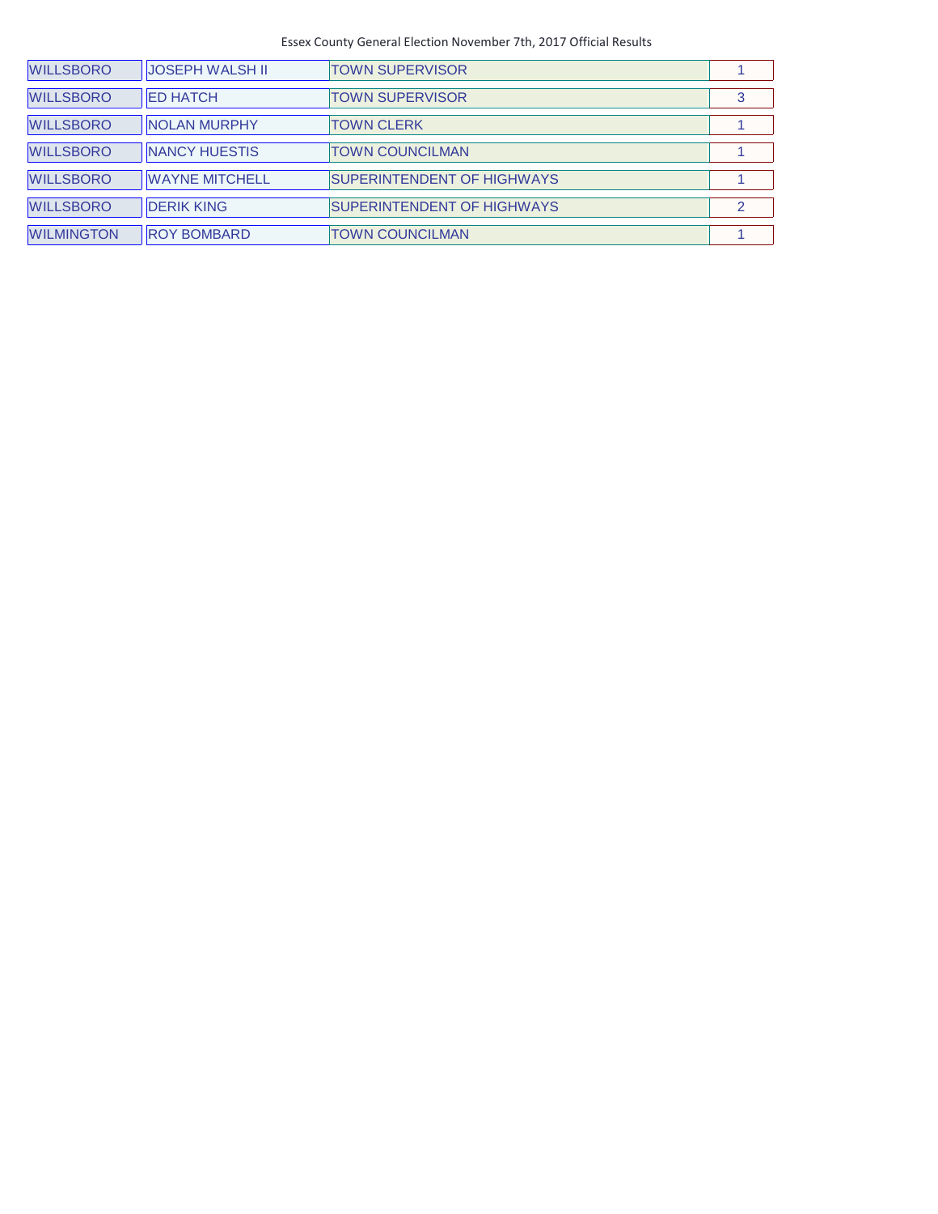Essex County General Election November 7th, 2017 Official Results

| | | | |
|---|---|---|---|
| WILLSBORO | JOSEPH WALSH II | TOWN SUPERVISOR | 1 |
| WILLSBORO | ED HATCH | TOWN SUPERVISOR | 3 |
| WILLSBORO | NOLAN MURPHY | TOWN CLERK | 1 |
| WILLSBORO | NANCY HUESTIS | TOWN COUNCILMAN | 1 |
| WILLSBORO | WAYNE MITCHELL | SUPERINTENDENT OF HIGHWAYS | 1 |
| WILLSBORO | DERIK KING | SUPERINTENDENT OF HIGHWAYS | 2 |
| WILMINGTON | ROY BOMBARD | TOWN COUNCILMAN | 1 |